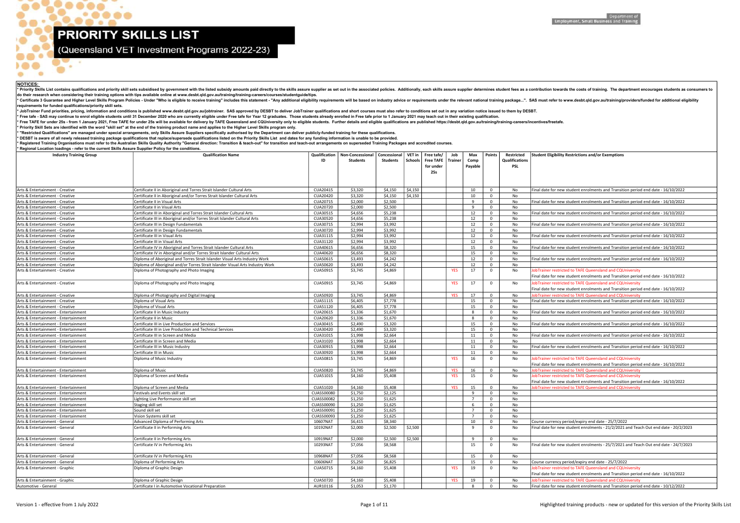# PRIORITY SKILLS LIST

## (Queensland VET Investment Programs 2022-23)

Department of Employment, Small Business and Training

**NOTICES:**

- **Priority Skills List contains qualifications and priority skill sets subsidised by government with the listed subsidy amounts paid directly to the skills assure supplier as set out in the associated policies. Additionally, each skills assure supplier determines student fees as a contribution towards the costs of training. The department encourages students as consumers to do their research when considering their training options with tips available online at www.desbt.qld.gov.au/training/training-careers/courses/studentguide/tips.**
- **Certificate 3 Guarantee and Higher Level Skills Program Policies - Under "Who is eligible to receive training" includes this statement - "Any additional eligibility requirements will be based on industry advice or requirements under the relevant national training package...". SAS must refer to www.desbt.qld.gov.au/training/providers/funded for additional eligibility requirements for funded qualifications/priority skill sets.**
- **JobTrainer Fund priorities, pricing, information and conditions is published www.desbt.qld.gov.au/jobtrainer. SAS approved by DESBT to deliver JobTrainer qualifications and short courses must also refer to conditions set out in any variation notice issued to them by DESBT.**
- **Free tafe - SAS may continue to enrol eligible students until 31 December 2020 who are currently eligible under Free tafe for Year 12 graduates. Those students already enrolled in Free tafe prior to 1 January 2021 may teach out in their existing qualification.**
- **Free TAFE for under 25s - from 1 January 2021, Free TAFE for under 25s will be available for delivery by TAFE Queensland and CQUniversity only to eligible students. Further details and eligible qualifications are published https://desbt.qld.gov.au/training/training-careers/incentives/freetafe.**
- **Priority Skill Sets are identified with the word "skill set" at the end of the training product name and applies to the Higher Level Skills program only.**
- **"Restricted Qualifications" are managed under special arrangements, only Skills Assure Suppliers specifically authorised by the Department can deliver publicly-funded training for these qualifications.**
- **DESBT is aware of all newly released training package qualifications that replace/supersede qualifications listed on the Priority Skills List and dates for any funding information is unable to be provided.**
- **Registered Training Organisations must refer to the Australian Skills Quality Authority "General direction: Transition & teach-out" for transition and teach-out arrangements on superseded Training Packages and accredited courses.**
- **Regional Location loadings - refer to the current Skills Assure Supplier Policy for the conditions.**

| Industry Training Group | Qualification Name | Qualification ID | Non-Concessional Students | Concessional Students | VET in Schools | Free tafe/ Free TAFE for under 25s | Job Trainer | Max Comp Payable | Points | Restricted Qualifications PSL | Student Eligibility Restrictions and/or Exemptions |
|---|---|---|---|---|---|---|---|---|---|---|---|
| Arts & Entertainment - Creative | Certificate II in Aboriginal and Torres Strait Islander Cultural Arts | CUA20415 | $3,320 | $4,150 | $4,150 | | | 10 | 0 | No | Final date for new student enrolments and Transition period end date - 16/10/2022 |
| Arts & Entertainment - Creative | Certificate II in Aboriginal and/or Torres Strait Islander Cultural Arts | CUA20420 | $3,320 | $4,150 | $4,150 | | | 10 | 0 | No | |
| Arts & Entertainment - Creative | Certificate II in Visual Arts | CUA20715 | $2,000 | $2,500 | | | | 9 | 0 | No | Final date for new student enrolments and Transition period end date - 16/10/2022 |
| Arts & Entertainment - Creative | Certificate II in Visual Arts | CUA20720 | $2,000 | $2,500 | | | | 9 | 0 | No | |
| Arts & Entertainment - Creative | Certificate III in Aboriginal and Torres Strait Islander Cultural Arts | CUA30515 | $4,656 | $5,238 | | | | 12 | 0 | No | Final date for new student enrolments and Transition period end date - 16/10/2022 |
| Arts & Entertainment - Creative | Certificate III in Aboriginal and/or Torres Strait Islander Cultural Arts | CUA30520 | $4,656 | $5,238 | | | | 12 | 0 | No | |
| Arts & Entertainment - Creative | Certificate III in Design Fundamentals | CUA30715 | $2,994 | $3,992 | | | | 12 | 0 | No | Final date for new student enrolments and Transition period end date - 16/10/2022 |
| Arts & Entertainment - Creative | Certificate III in Design Fundamentals | CUA30720 | $2,994 | $3,992 | | | | 12 | 0 | No | |
| Arts & Entertainment - Creative | Certificate III in Visual Arts | CUA31115 | $2,994 | $3,992 | | | | 12 | 0 | No | Final date for new student enrolments and Transition period end date - 16/10/2022 |
| Arts & Entertainment - Creative | Certificate III in Visual Arts | CUA31120 | $2,994 | $3,992 | | | | 12 | 0 | No | |
| Arts & Entertainment - Creative | Certificate IV in Aboriginal and Torres Strait Islander Cultural Arts | CUA40615 | $6,656 | $8,320 | | | | 15 | 0 | No | Final date for new student enrolments and Transition period end date - 16/10/2022 |
| Arts & Entertainment - Creative | Certificate IV in Aboriginal and/or Torres Strait Islander Cultural Arts | CUA40620 | $6,656 | $8,320 | | | | 15 | 0 | No | |
| Arts & Entertainment - Creative | Diploma of Aboriginal and Torres Strait Islander Visual Arts Industry Work | CUA50615 | $3,493 | $4,242 | | | | 12 | 0 | No | Final date for new student enrolments and Transition period end date - 16/10/2022 |
| Arts & Entertainment - Creative | Diploma of Aboriginal and/or Torres Strait Islander Visual Arts Industry Work | CUA50620 | $3,493 | $4,242 | | | | 12 | 0 | No | |
| Arts & Entertainment - Creative | Diploma of Photography and Photo Imaging | CUA50915 | $3,745 | $4,869 | | | YES | 17 | 0 | No | JobTrainer restricted to TAFE Queensland and CQUniversity<br>Final date for new student enrolments and Transition period end date - 16/10/2022 |
| Arts & Entertainment - Creative | Diploma of Photography and Photo Imaging | CUA50915 | $3,745 | $4,869 | | | YES | 17 | 0 | No | JobTrainer restricted to TAFE Queensland and CQUniversity<br>Final date for new student enrolments and Transition period end date - 16/10/2022 |
| Arts & Entertainment - Creative | Diploma of Photography and Digital Imaging | CUA50920 | $3,745 | $4,869 | | | YES | 17 | 0 | No | JobTrainer restricted to TAFE Queensland and CQUniversity |
| Arts & Entertainment - Creative | Diploma of Visual Arts | CUA51115 | $6,405 | $7,778 | | | | 15 | 0 | No | Final date for new student enrolments and Transition period end date - 16/10/2022 |
| Arts & Entertainment - Creative | Diploma of Visual Arts | CUA51120 | $6,405 | $7,778 | | | | 15 | 0 | No | |
| Arts & Entertainment - Entertainment | Certificate II in Music Industry | CUA20615 | $1,336 | $1,670 | | | | 8 | 0 | No | Final date for new student enrolments and Transition period end date - 16/10/2022 |
| Arts & Entertainment - Entertainment | Certificate II in Music | CUA20620 | $1,336 | $1,670 | | | | 8 | 0 | No | |
| Arts & Entertainment - Entertainment | Certificate III in Live Production and Services | CUA30415 | $2,490 | $3,320 | | | | 15 | 0 | No | Final date for new student enrolments and Transition period end date - 16/10/2022 |
| Arts & Entertainment - Entertainment | Certificate III in Live Production and Technical Services | CUA30420 | $2,490 | $3,320 | | | | 15 | 0 | No | |
| Arts & Entertainment - Entertainment | Certificate III in Screen and Media | CUA31015 | $1,998 | $2,664 | | | | 11 | 0 | No | Final date for new student enrolments and Transition period end date - 16/10/2022 |
| Arts & Entertainment - Entertainment | Certificate III in Screen and Media | CUA31020 | $1,998 | $2,664 | | | | 11 | 0 | No | |
| Arts & Entertainment - Entertainment | Certificate III in Music Industry | CUA30915 | $1,998 | $2,664 | | | | 11 | 0 | No | Final date for new student enrolments and Transition period end date - 16/10/2022 |
| Arts & Entertainment - Entertainment | Certificate III in Music | CUA30920 | $1,998 | $2,664 | | | | 11 | 0 | No | |
| Arts & Entertainment - Entertainment | Diploma of Music Industry | CUA50815 | $3,745 | $4,869 | | | YES | 16 | 0 | No | JobTrainer restricted to TAFE Queensland and CQUniversity<br>Final date for new student enrolments and Transition period end date - 16/10/2022 |
| Arts & Entertainment - Entertainment | Diploma of Music | CUA50820 | $3,745 | $4,869 | | | YES | 16 | 0 | No | JobTrainer restricted to TAFE Queensland and CQUniversity |
| Arts & Entertainment - Entertainment | Diploma of Screen and Media | CUA51015 | $4,160 | $5,408 | | | YES | 15 | 0 | No | JobTrainer restricted to TAFE Queensland and CQUniversity<br>Final date for new student enrolments and Transition period end date - 16/10/2022 |
| Arts & Entertainment - Entertainment | Diploma of Screen and Media | CUA51020 | $4,160 | $5,408 | | | YES | 15 | 0 | No | JobTrainer restricted to TAFE Queensland and CQUniversity |
| Arts & Entertainment - Entertainment | Festivals and Events skill set | CUASS00080 | $1,750 | $2,125 | | | | 9 | 0 | No | |
| Arts & Entertainment - Entertainment | Lighting Live Performance skill set | CUASS00082 | $1,250 | $1,625 | | | | 7 | 0 | No | |
| Arts & Entertainment - Entertainment | Staging skill set | CUASS00090 | $1,250 | $1,625 | | | | 6 | 0 | No | |
| Arts & Entertainment - Entertainment | Sound skill set | CUASS00091 | $1,250 | $1,625 | | | | 7 | 0 | No | |
| Arts & Entertainment - Entertainment | Vision Systems skill set | CUASS00093 | $1,250 | $1,625 | | | | 7 | 0 | No | |
| Arts & Entertainment - General | Advanced Diploma of Performing Arts | 10607NAT | $6,415 | $8,340 | | | | 10 | 0 | No | Course currency period/expiry end date - 25/7/2022 |
| Arts & Entertainment - General | Certificate II in Performing Arts | 10192NAT | $2,000 | $2,500 | $2,500 | | | 9 | 0 | No | Final date for new student enrolments - 21/2/2021 and Teach Out end date - 20/2/2023 |
| Arts & Entertainment - General | Certificate II in Performing Arts | 10919NAT | $2,000 | $2,500 | $2,500 | | | 9 | 0 | No | |
| Arts & Entertainment - General | Certificate IV in Performing Arts | 10293NAT | $7,056 | $8,568 | | | | 15 | 0 | No | Final date for new student enrolments - 25/7/2021 and Teach Out end date - 24/7/2023 |
| Arts & Entertainment - General | Certificate IV in Performing Arts | 10968NAT | $7,056 | $8,568 | | | | 15 | 0 | No | |
| Arts & Entertainment - General | Diploma of Performing Arts | 10606NAT | $5,250 | $6,825 | | | | 15 | 0 | No | Course currency period/expiry end date - 25/7/2022 |
| Arts & Entertainment - Graphic | Diploma of Graphic Design | CUA50715 | $4,160 | $5,408 | | | YES | 19 | 0 | No | JobTrainer restricted to TAFE Queensland and CQUniversity<br>Final date for new student enrolments and Transition period end date - 16/10/2022 |
| Arts & Entertainment - Graphic | Diploma of Graphic Design | CUA50720 | $4,160 | $5,408 | | | YES | 19 | 0 | No | JobTrainer restricted to TAFE Queensland and CQUniversity |
| Automotive - General | Certificate I in Automotive Vocational Preparation | AUR10116 | $1,053 | $1,170 | | | | 8 | 0 | No | Final date for new student enrolments and Transition period end date - 10/12/2022 |

Version 1 - effective from 1 July 2022

Highlighted training products - new or updated for this version of the Priority Skills List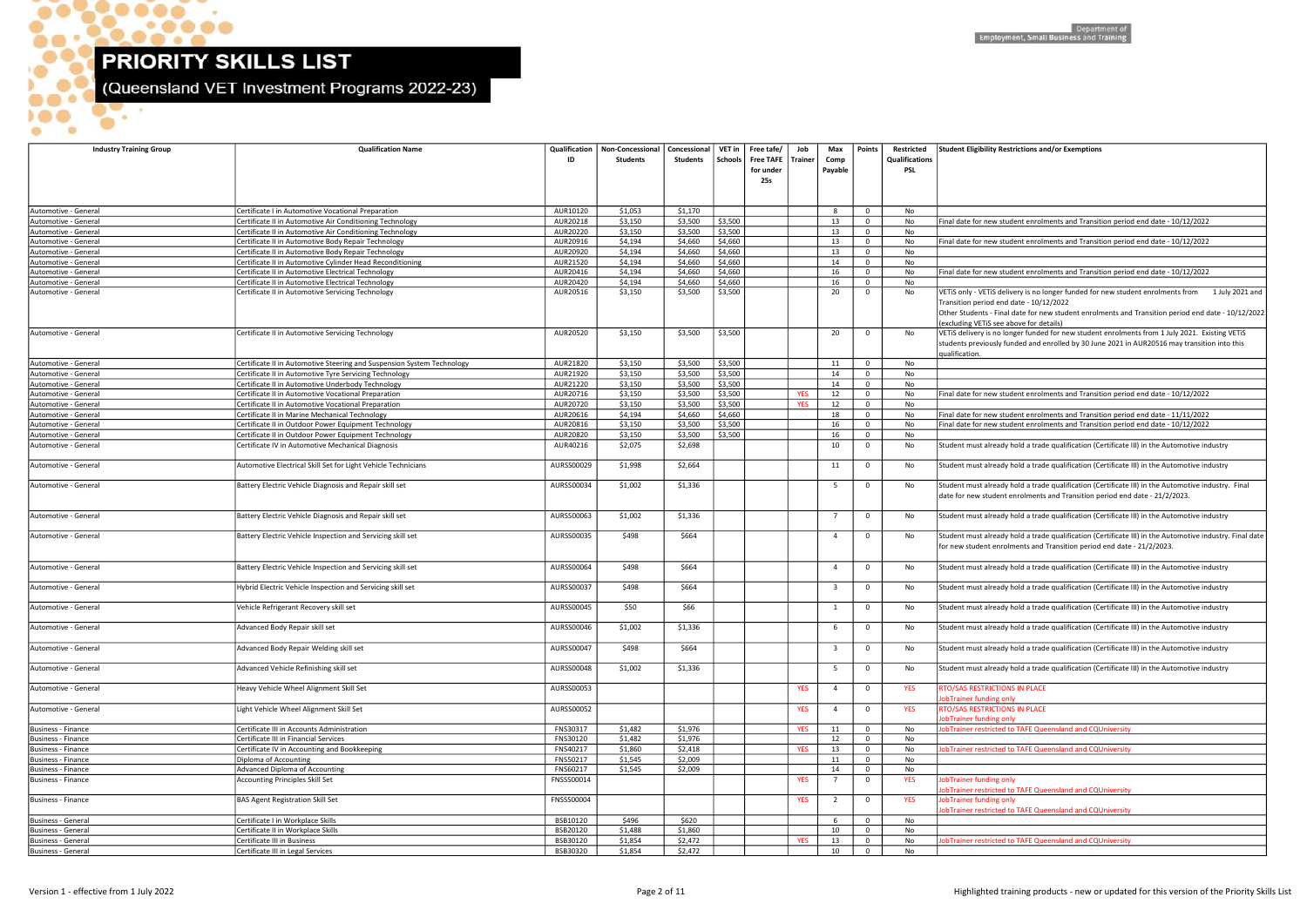# PRIORITY SKILLS LIST

(Queensland VET Investment Programs 2022-23)

| Industry Training Group | Qualification Name | Qualification ID | Non-Concessional Students | Concessional Students | VET in Schools | Free tafe/ Free TAFE for under 25s | Job Trainer | Max Comp Payable | Points | Restricted Qualifications PSL | Student Eligibility Restrictions and/or Exemptions |
|---|---|---|---|---|---|---|---|---|---|---|---|
| Automotive - General | Certificate I in Automotive Vocational Preparation | AUR10120 | $1,053 | $1,170 | | | | 8 | 0 | No | |
| Automotive - General | Certificate II in Automotive Air Conditioning Technology | AUR20218 | $3,150 | $3,500 | $3,500 | | | 13 | 0 | No | Final date for new student enrolments and Transition period end date - 10/12/2022 |
| Automotive - General | Certificate II in Automotive Air Conditioning Technology | AUR20220 | $3,150 | $3,500 | $3,500 | | | 13 | 0 | No | |
| Automotive - General | Certificate II in Automotive Body Repair Technology | AUR20916 | $4,194 | $4,660 | $4,660 | | | 13 | 0 | No | Final date for new student enrolments and Transition period end date - 10/12/2022 |
| Automotive - General | Certificate II in Automotive Body Repair Technology | AUR20920 | $4,194 | $4,660 | $4,660 | | | 13 | 0 | No | |
| Automotive - General | Certificate II in Automotive Cylinder Head Reconditioning | AUR21520 | $4,194 | $4,660 | $4,660 | | | 14 | 0 | No | |
| Automotive - General | Certificate II in Automotive Electrical Technology | AUR20416 | $4,194 | $4,660 | $4,660 | | | 16 | 0 | No | Final date for new student enrolments and Transition period end date - 10/12/2022 |
| Automotive - General | Certificate II in Automotive Electrical Technology | AUR20420 | $4,194 | $4,660 | $4,660 | | | 16 | 0 | No | |
| Automotive - General | Certificate II in Automotive Servicing Technology | AUR20516 | $3,150 | $3,500 | $3,500 | | | 20 | 0 | No | VETiS only - VETiS delivery is no longer funded for new student enrolments from 1 July 2021 and Transition period end date - 10/12/2022<br>Other Students - Final date for new student enrolments and Transition period end date - 10/12/2022 (excluding VETiS see above for details) |
| Automotive - General | Certificate II in Automotive Servicing Technology | AUR20520 | $3,150 | $3,500 | $3,500 | | | 20 | 0 | No | VETiS delivery is no longer funded for new student enrolments from 1 July 2021. Existing VETiS students previously funded and enrolled by 30 June 2021 in AUR20516 may transition into this qualification. |
| Automotive - General | Certificate II in Automotive Steering and Suspension System Technology | AUR21820 | $3,150 | $3,500 | $3,500 | | | 11 | 0 | No | |
| Automotive - General | Certificate II in Automotive Tyre Servicing Technology | AUR21920 | $3,150 | $3,500 | $3,500 | | | 14 | 0 | No | |
| Automotive - General | Certificate II in Automotive Underbody Technology | AUR21220 | $3,150 | $3,500 | $3,500 | | | 14 | 0 | No | |
| Automotive - General | Certificate II in Automotive Vocational Preparation | AUR20716 | $3,150 | $3,500 | $3,500 | | YES | 12 | 0 | No | Final date for new student enrolments and Transition period end date - 10/12/2022 |
| Automotive - General | Certificate II in Automotive Vocational Preparation | AUR20720 | $3,150 | $3,500 | $3,500 | | YES | 12 | 0 | No | |
| Automotive - General | Certificate II in Marine Mechanical Technology | AUR20616 | $4,194 | $4,660 | $4,660 | | | 18 | 0 | No | Final date for new student enrolments and Transition period end date - 11/11/2022 |
| Automotive - General | Certificate II in Outdoor Power Equipment Technology | AUR20816 | $3,150 | $3,500 | $3,500 | | | 16 | 0 | No | Final date for new student enrolments and Transition period end date - 10/12/2022 |
| Automotive - General | Certificate II in Outdoor Power Equipment Technology | AUR20820 | $3,150 | $3,500 | $3,500 | | | 16 | 0 | No | |
| Automotive - General | Certificate IV in Automotive Mechanical Diagnosis | AUR40216 | $2,075 | $2,698 | | | | 10 | 0 | No | Student must already hold a trade qualification (Certificate III) in the Automotive industry |
| Automotive - General | Automotive Electrical Skill Set for Light Vehicle Technicians | AURSS00029 | $1,998 | $2,664 | | | | 11 | 0 | No | Student must already hold a trade qualification (Certificate III) in the Automotive industry |
| Automotive - General | Battery Electric Vehicle Diagnosis and Repair skill set | AURSS00034 | $1,002 | $1,336 | | | | 5 | 0 | No | Student must already hold a trade qualification (Certificate III) in the Automotive industry. Final date for new student enrolments and Transition period end date - 21/2/2023. |
| Automotive - General | Battery Electric Vehicle Diagnosis and Repair skill set | AURSS00063 | $1,002 | $1,336 | | | | 7 | 0 | No | Student must already hold a trade qualification (Certificate III) in the Automotive industry |
| Automotive - General | Battery Electric Vehicle Inspection and Servicing skill set | AURSS00035 | $498 | $664 | | | | 4 | 0 | No | Student must already hold a trade qualification (Certificate III) in the Automotive industry. Final date for new student enrolments and Transition period end date - 21/2/2023. |
| Automotive - General | Battery Electric Vehicle Inspection and Servicing skill set | AURSS00064 | $498 | $664 | | | | 4 | 0 | No | Student must already hold a trade qualification (Certificate III) in the Automotive industry |
| Automotive - General | Hybrid Electric Vehicle Inspection and Servicing skill set | AURSS00037 | $498 | $664 | | | | 3 | 0 | No | Student must already hold a trade qualification (Certificate III) in the Automotive industry |
| Automotive - General | Vehicle Refrigerant Recovery skill set | AURSS00045 | $50 | $66 | | | | 1 | 0 | No | Student must already hold a trade qualification (Certificate III) in the Automotive industry |
| Automotive - General | Advanced Body Repair skill set | AURSS00046 | $1,002 | $1,336 | | | | 6 | 0 | No | Student must already hold a trade qualification (Certificate III) in the Automotive industry |
| Automotive - General | Advanced Body Repair Welding skill set | AURSS00047 | $498 | $664 | | | | 3 | 0 | No | Student must already hold a trade qualification (Certificate III) in the Automotive industry |
| Automotive - General | Advanced Vehicle Refinishing skill set | AURSS00048 | $1,002 | $1,336 | | | | 5 | 0 | No | Student must already hold a trade qualification (Certificate III) in the Automotive industry |
| Automotive - General | Heavy Vehicle Wheel Alignment Skill Set | AURSS00053 | | | | | YES | 4 | 0 | YES | RTO/SAS RESTRICTIONS IN PLACE<br>JobTrainer funding only |
| Automotive - General | Light Vehicle Wheel Alignment Skill Set | AURSS00052 | | | | | YES | 4 | 0 | YES | RTO/SAS RESTRICTIONS IN PLACE<br>JobTrainer funding only |
| Business - Finance | Certificate III in Accounts Administration | FNS30317 | $1,482 | $1,976 | | | YES | 11 | 0 | No | JobTrainer restricted to TAFE Queensland and CQUniversity |
| Business - Finance | Certificate III in Financial Services | FNS30120 | $1,482 | $1,976 | | | | 12 | 0 | No | |
| Business - Finance | Certificate IV in Accounting and Bookkeeping | FNS40217 | $1,860 | $2,418 | | | YES | 13 | 0 | No | JobTrainer restricted to TAFE Queensland and CQUniversity |
| Business - Finance | Diploma of Accounting | FNS50217 | $1,545 | $2,009 | | | | 11 | 0 | No | |
| Business - Finance | Advanced Diploma of Accounting | FNS60217 | $1,545 | $2,009 | | | | 14 | 0 | No | |
| Business - Finance | Accounting Principles Skill Set | FNSSS00014 | | | | | YES | 7 | 0 | YES | JobTrainer funding only<br>JobTrainer restricted to TAFE Queensland and CQUniversity |
| Business - Finance | BAS Agent Registration Skill Set | FNSSS00004 | | | | | YES | 2 | 0 | YES | JobTrainer funding only<br>JobTrainer restricted to TAFE Queensland and CQUniversity |
| Business - General | Certificate I in Workplace Skills | BSB10120 | $496 | $620 | | | | 6 | 0 | No | |
| Business - General | Certificate II in Workplace Skills | BSB20120 | $1,488 | $1,860 | | | | 10 | 0 | No | |
| Business - General | Certificate III in Business | BSB30120 | $1,854 | $2,472 | | | YES | 13 | 0 | No | JobTrainer restricted to TAFE Queensland and CQUniversity |
| Business - General | Certificate III in Legal Services | BSB30320 | $1,854 | $2,472 | | | | 10 | 0 | No | |

Version 1 - effective from 1 July 2022

Highlighted training products - new or updated for this version of the Priority Skills List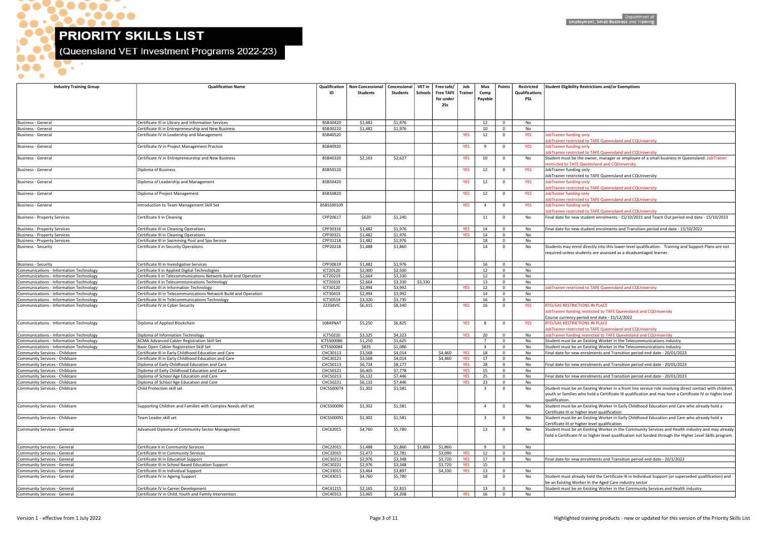# PRIORITY SKILLS LIST

## (Queensland VET Investment Programs 2022-23)

| Industry Training Group | Qualification Name | Qualification ID | Non-Concessional Students | Concessional Students | VET in Schools | Free tafe/ Free TAFE for under 25s | Job Trainer | Max Comp Payable | Points | Restricted Qualifications PSL | Student Eligibility Restrictions and/or Exemptions |
|---|---|---|---|---|---|---|---|---|---|---|---|
| Business - General | Certificate III in Library and Information Services | BSB30420 | $1,482 | $1,976 | | | | 12 | 0 | No | |
| Business - General | Certificate III in Entrepreneurship and New Business | BSB30220 | $1,482 | $1,976 | | | | 10 | 0 | No | |
| Business - General | Certificate IV in Leadership and Management | BSB40520 | | | | | YES | 12 | 0 | YES | JobTrainer funding only JobTrainer restricted to TAFE Queensland and CQUniversity |
| Business - General | Certificate IV in Project Management Practice | BSB40920 | | | | | YES | 9 | 0 | YES | JobTrainer funding only JobTrainer restricted to TAFE Queensland and CQUniversity |
| Business - General | Certificate IV in Entrepreneurship and New Business | BSB40320 | $2,163 | $2,627 | | | YES | 10 | 0 | No | Student must be the owner, manager or employee of a small business in Queensland. JobTrainer restricted to TAFE Queensland and CQUniversity. |
| Business - General | Diploma of Business | BSB50120 | | | | | YES | 12 | 0 | YES | JobTrainer funding only JobTrainer restricted to TAFE Queensland and CQUniversity |
| Business - General | Diploma of Leadership and Management | BSB50420 | | | | | YES | 12 | 0 | YES | JobTrainer funding only JobTrainer restricted to TAFE Queensland and CQUniversity |
| Business - General | Diploma of Project Management | BSB50820 | | | | | YES | 12 | 0 | YES | JobTrainer funding only JobTrainer restricted to TAFE Queensland and CQUniversity |
| Business - General | Introduction to Team Management Skill Set | BSBSS00109 | | | | | YES | 4 | 0 | YES | JobTrainer funding only JobTrainer restricted to TAFE Queensland and CQUniversity |
| Business - Property Services | Certificate II in Cleaning | CPP20617 | $620 | $1,240 | | | | 11 | 0 | No | Final date for new student enrolments - 15/10/2021 and Teach Out period end date - 15/10/2023 |
| Business - Property Services | Certificate III in Cleaning Operations | CPP30316 | $1,482 | $1,976 | | | YES | 14 | 0 | No | Final date for new student enrolments and Transition period end date - 15/10/2022 |
| Business - Property Services | Certificate III in Cleaning Operations | CPP30321 | $1,482 | $1,976 | | | YES | 14 | 0 | No | |
| Business - Property Services | Certificate III in Swimming Pool and Spa Service | CPP31218 | $1,482 | $1,976 | | | | 18 | 0 | No | |
| Business - Security | Certificate II in Security Operations | CPP20218 | $1,488 | $1,860 | | | | 14 | 0 | No | Students may enrol directly into this lower-level qualification. Training and Support Plans are not required unless students are assessed as a disadvantaged learner. |
| Business - Security | Certificate III in Investigative Services | CPP30619 | $1,482 | $1,976 | | | | 16 | 0 | No | |
| Communications - Information Technology | Certificate II in Applied Digital Technologies | ICT20120 | $2,000 | $2,500 | | | | 12 | 0 | No | |
| Communications - Information Technology | Certificate II in Telecommunications Network Build and Operation | ICT20219 | $2,664 | $3,330 | | | | 12 | 0 | No | |
| Communications - Information Technology | Certificate II in Telecommunications Technology | ICT20319 | $2,664 | $3,330 | $3,330 | | | 13 | 0 | No | |
| Communications - Information Technology | Certificate III in Information Technology | ICT30120 | $2,994 | $3,992 | | | YES | 12 | 0 | No | JobTrainer restricted to TAFE Queensland and CQUniversity |
| Communications - Information Technology | Certificate III in Telecommunications Network Build and Operation | ICT30419 | $2,994 | $3,992 | | | | 14 | 0 | No | |
| Communications - Information Technology | Certificate III in Telecommunications Technology | ICT30519 | $3,320 | $3,735 | | | | 16 | 0 | No | |
| Communications - Information Technology | Certificate IV in Cyber Security | 22334VIC | $6,415 | $8,340 | | | YES | 16 | 0 | YES | RTO/SAS RESTRICTIONS IN PLACE JobTrainer funding restricted to TAFE Queensland and CQUniversity Course currency period end date - 31/12/2022 |
| Communications - Information Technology | Diploma of Applied Blockchain | 10849NAT | $5,250 | $6,825 | | | YES | 8 | 0 | YES | RTO/SAS RESTRICTIONS IN PLACE JobTrainer restricted to TAFE Queensland and CQUniversity |
| Communications - Information Technology | Diploma of Information Technology | ICT50220 | $3,325 | $4,323 | | | YES | 20 | 0 | No | JobTrainer funding restricted to TAFE Queensland and CQUniversity |
| Communications - Information Technology | ACMA Advanced Cabler Registration Skill Set | ICTSS00086 | $1,250 | $1,625 | | | | 7 | 0 | No | Student must be an Existing Worker in the Telecommunications industry |
| Communications - Information Technology | Basic Open Cabler Registration Skill Set | ICTSS00084 | $835 | $1,086 | | | | 4 | 0 | No | Student must be an Existing Worker in the Telecommunications industry |
| Community Services - Childcare | Certificate III in Early Childhood Education and Care | CHC30113 | $3,568 | $4,014 | | $4,460 | YES | 18 | 0 | No | Final date for new enrolments and Transition period end date - 20/01/2023 |
| Community Services - Childcare | Certificate III in Early Childhood Education and Care | CHC30121 | $3,568 | $4,014 | | $4,460 | YES | 17 | 0 | No | |
| Community Services - Childcare | Diploma of Early Childhood Education and Care | CHC50113 | $6,734 | $8,177 | | | YES | 28 | 0 | No | Final date for new enrolments and Transition period end date - 20/01/2023 |
| Community Services - Childcare | Diploma of Early Childhood Education and Care | CHC50121 | $6,405 | $7,778 | | | YES | 15 | 0 | No | |
| Community Services - Childcare | Diploma of School Age Education and Care | CHC50213 | $6,132 | $7,446 | | | YES | 25 | 0 | No | Final date for new enrolments and Transition period end date - 20/01/2023 |
| Community Services - Childcare | Diploma of School Age Education and Care | CHC50221 | $6,132 | $7,446 | | | YES | 23 | 0 | No | |
| Community Services - Childcare | Child Protection skill set | CHCSS00074 | $1,302 | $1,581 | | | | 3 | 0 | No | Student must be an Existing Worker in a front line service role involving direct contact with children, youth or families who hold a Certificate III qualification and may have a Certificate IV or higher level qualification. |
| Community Services - Childcare | Supporting Children and Families with Complex Needs skill set | CHCSS00090 | $1,302 | $1,581 | | | | 4 | 0 | No | Student must be an Existing Worker in Early Childhood Education and Care who already hold a Certificate III or higher level qualification |
| Community Services - Childcare | Team Leader skill set | CHCSS00091 | $1,302 | $1,581 | | | | 3 | 0 | No | Student must be an Existing Worker in Early Childhood Education and Care who already hold a Certificate III or higher level qualification |
| Community Services - General | Advanced Diploma of Community Sector Management | CHC62015 | $4,760 | $5,780 | | | | 13 | 0 | No | Student must be an Existing Worker in the Community Services and Health industry and may already hold a Certificate IV or higher level qualification not funded through the Higher Level Skills program. |
| Community Services - General | Certificate II in Community Services | CHC22015 | $1,488 | $1,860 | $1,860 | $1,860 | | 9 | 0 | No | |
| Community Services - General | Certificate III in Community Services | CHC32015 | $2,472 | $2,781 | | $3,090 | YES | 12 | 0 | No | |
| Community Services - General | Certificate III in Education Support | CHC30213 | $2,976 | $3,348 | | $3,720 | YES | 17 | 0 | No | Final date for new enrolments and Transition period end date - 20/1/2023 |
| Community Services - General | Certificate III in School Based Education Support | CHC30221 | $2,976 | $3,348 | | $3,720 | YES | 15 | | | |
| Community Services - General | Certificate III in Individual Support | CHC33015 | $3,464 | $3,897 | | $4,330 | YES | 13 | 0 | No | |
| Community Services - General | Certificate IV in Ageing Support | CHC43015 | $4,760 | $5,780 | | | | 18 | 0 | No | Student must already hold the Certificate III in Individual Support (or superseded qualification) and be an Existing Worker in the Aged Care industry sector |
| Community Services - General | Certificate IV in Career Development | CHC41215 | $2,165 | $2,815 | | | | 13 | 0 | No | Student must be an Existing Worker in the Community Services and Health industry |
| Community Services - General | Certificate IV in Child, Youth and Family Intervention | CHC40313 | $3,465 | $4,208 | | | YES | 16 | 0 | No | |

Highlighted training products - new or updated for this version of the Priority Skills List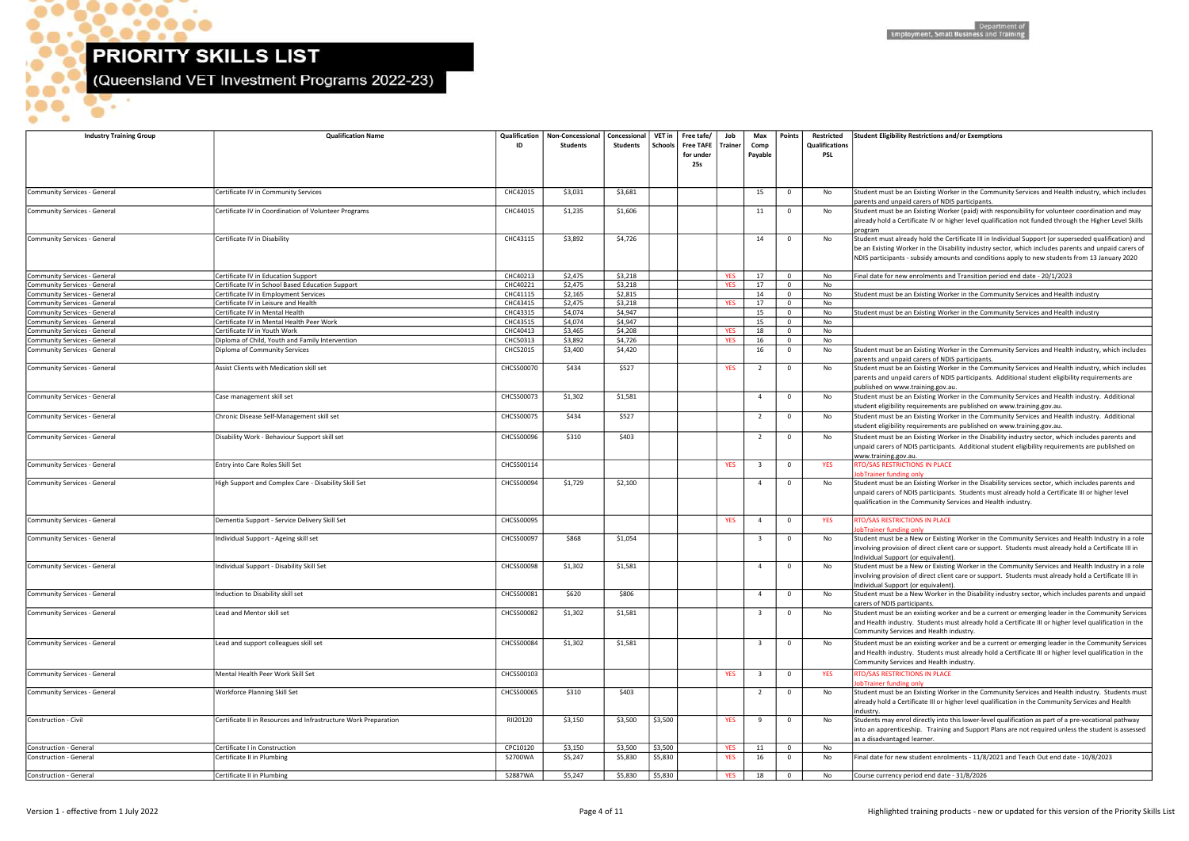# PRIORITY SKILLS LIST

## (Queensland VET Investment Programs 2022-23)

| Industry Training Group | Qualification Name | Qualification ID | Non-Concessional Students | Concessional Students | VET in Schools | Free tafe/ Free TAFE for under 25s | Job Trainer | Max Comp Payable | Points | Restricted Qualifications PSL | Student Eligibility Restrictions and/or Exemptions |
|---|---|---|---|---|---|---|---|---|---|---|---|
| Community Services - General | Certificate IV in Community Services | CHC42015 | $3,031 | $3,681 | | | | 15 | 0 | No | Student must be an Existing Worker in the Community Services and Health industry, which includes parents and unpaid carers of NDIS participants. |
| Community Services - General | Certificate IV in Coordination of Volunteer Programs | CHC44015 | $1,235 | $1,606 | | | | 11 | 0 | No | Student must be an Existing Worker (paid) with responsibility for volunteer coordination and may already hold a Certificate IV or higher level qualification not funded through the Higher Level Skills program |
| Community Services - General | Certificate IV in Disability | CHC43115 | $3,892 | $4,726 | | | | 14 | 0 | No | Student must already hold the Certificate III in Individual Support (or superseded qualification) and be an Existing Worker in the Disability industry sector, which includes parents and unpaid carers of NDIS participants - subsidy amounts and conditions apply to new students from 13 January 2020 |
| Community Services - General | Certificate IV in Education Support | CHC40213 | $2,475 | $3,218 | | | YES | 17 | 0 | No | Final date for new enrolments and Transition period end date - 20/1/2023 |
| Community Services - General | Certificate IV in School Based Education Support | CHC40221 | $2,475 | $3,218 | | | YES | 17 | 0 | No | |
| Community Services - General | Certificate IV in Employment Services | CHC41115 | $2,165 | $2,815 | | | | 14 | 0 | No | Student must be an Existing Worker in the Community Services and Health industry |
| Community Services - General | Certificate IV in Leisure and Health | CHC43415 | $2,475 | $3,218 | | | YES | 17 | 0 | No | |
| Community Services - General | Certificate IV in Mental Health | CHC43315 | $4,074 | $4,947 | | | | 15 | 0 | No | Student must be an Existing Worker in the Community Services and Health industry |
| Community Services - General | Certificate IV in Mental Health Peer Work | CHC43515 | $4,074 | $4,947 | | | | 15 | 0 | No | |
| Community Services - General | Certificate IV in Youth Work | CHC40413 | $3,465 | $4,208 | | | YES | 18 | 0 | No | |
| Community Services - General | Diploma of Child, Youth and Family Intervention | CHC50313 | $3,892 | $4,726 | | | YES | 16 | 0 | No | |
| Community Services - General | Diploma of Community Services | CHC52015 | $3,400 | $4,420 | | | | 16 | 0 | No | Student must be an Existing Worker in the Community Services and Health industry, which includes parents and unpaid carers of NDIS participants. |
| Community Services - General | Assist Clients with Medication skill set | CHCSS00070 | $434 | $527 | | | YES | 2 | 0 | No | Student must be an Existing Worker in the Community Services and Health industry, which includes parents and unpaid carers of NDIS participants. Additional student eligibility requirements are published on www.training.gov.au. |
| Community Services - General | Case management skill set | CHCSS00073 | $1,302 | $1,581 | | | | 4 | 0 | No | Student must be an Existing Worker in the Community Services and Health industry. Additional student eligibility requirements are published on www.training.gov.au. |
| Community Services - General | Chronic Disease Self-Management skill set | CHCSS00075 | $434 | $527 | | | | 2 | 0 | No | Student must be an Existing Worker in the Community Services and Health industry. Additional student eligibility requirements are published on www.training.gov.au. |
| Community Services - General | Disability Work - Behaviour Support skill set | CHCSS00096 | $310 | $403 | | | | 2 | 0 | No | Student must be an Existing Worker in the Disability industry sector, which includes parents and unpaid carers of NDIS participants. Additional student eligibility requirements are published on www.training.gov.au. |
| Community Services - General | Entry into Care Roles Skill Set | CHCSS00114 | | | | | YES | 3 | 0 | YES | RTO/SAS RESTRICTIONS IN PLACE<br>JobTrainer funding only |
| Community Services - General | High Support and Complex Care - Disability Skill Set | CHCSS00094 | $1,729 | $2,100 | | | | 4 | 0 | No | Student must be an existing Worker in the Disability services sector, which includes parents and unpaid carers of NDIS participants. Students must already hold a Certificate III or higher level qualification in the Community Services and Health industry. |
| Community Services - General | Dementia Support - Service Delivery Skill Set | CHCSS00095 | | | | | YES | 4 | 0 | YES | RTO/SAS RESTRICTIONS IN PLACE<br>JobTrainer funding only |
| Community Services - General | Individual Support - Ageing skill set | CHCSS00097 | $868 | $1,054 | | | | 3 | 0 | No | Student must be a New or Existing Worker in the Community Services and Health Industry in a role involving provision of direct client care or support. Students must already hold a Certificate III in Individual Support (or equivalent). |
| Community Services - General | Individual Support - Disability Skill Set | CHCSS00098 | $1,302 | $1,581 | | | | 4 | 0 | No | Student must be a New or Existing Worker in the Community Services and Health Industry in a role involving provision of direct client care or support. Students must already hold a Certificate III in Individual Support (or equivalent). |
| Community Services - General | Induction to Disability skill set | CHCSS00081 | $620 | $806 | | | | 4 | 0 | No | Student must be a New Worker in the Disability industry sector, which includes parents and unpaid carers of NDIS participants. |
| Community Services - General | Lead and Mentor skill set | CHCSS00082 | $1,302 | $1,581 | | | | 3 | 0 | No | Student must be an existing worker and be a current or emerging leader in the Community Services and Health industry. Students must already hold a Certificate III or higher level qualification in the Community Services and Health industry. |
| Community Services - General | Lead and support colleagues skill set | CHCSS00084 | $1,302 | $1,581 | | | | 3 | 0 | No | Student must be an existing worker and be a current or emerging leader in the Community Services and Health industry. Students must already hold a Certificate III or higher level qualification in the Community Services and Health industry. |
| Community Services - General | Mental Health Peer Work Skill Set | CHCSS00103 | | | | | YES | 3 | 0 | YES | RTO/SAS RESTRICTIONS IN PLACE<br>JobTrainer funding only |
| Community Services - General | Workforce Planning Skill Set | CHCSS00065 | $310 | $403 | | | | 2 | 0 | No | Student must be an Existing Worker in the Community Services and Health industry. Students must already hold a Certificate III or higher level qualification in the Community Services and Health industry. |
| Construction - Civil | Certificate II in Resources and Infrastructure Work Preparation | RII20120 | $3,150 | $3,500 | $3,500 | | YES | 9 | 0 | No | Students may enrol directly into this lower-level qualification as part of a pre-vocational pathway into an apprenticeship. Training and Support Plans are not required unless the student is assessed as a disadvantaged learner. |
| Construction - General | Certificate I in Construction | CPC10120 | $3,150 | $3,500 | $3,500 | | YES | 11 | 0 | No | |
| Construction - General | Certificate II in Plumbing | 52700WA | $5,247 | $5,830 | $5,830 | | YES | 16 | 0 | No | Final date for new student enrolments - 11/8/2021 and Teach Out end date - 10/8/2023 |
| Construction - General | Certificate II in Plumbing | 52887WA | $5,247 | $5,830 | $5,830 | | YES | 18 | 0 | No | Course currency period end date - 31/8/2026 |

Version 1 - effective from 1 July 2022

Highlighted training products - new or updated for this version of the Priority Skills List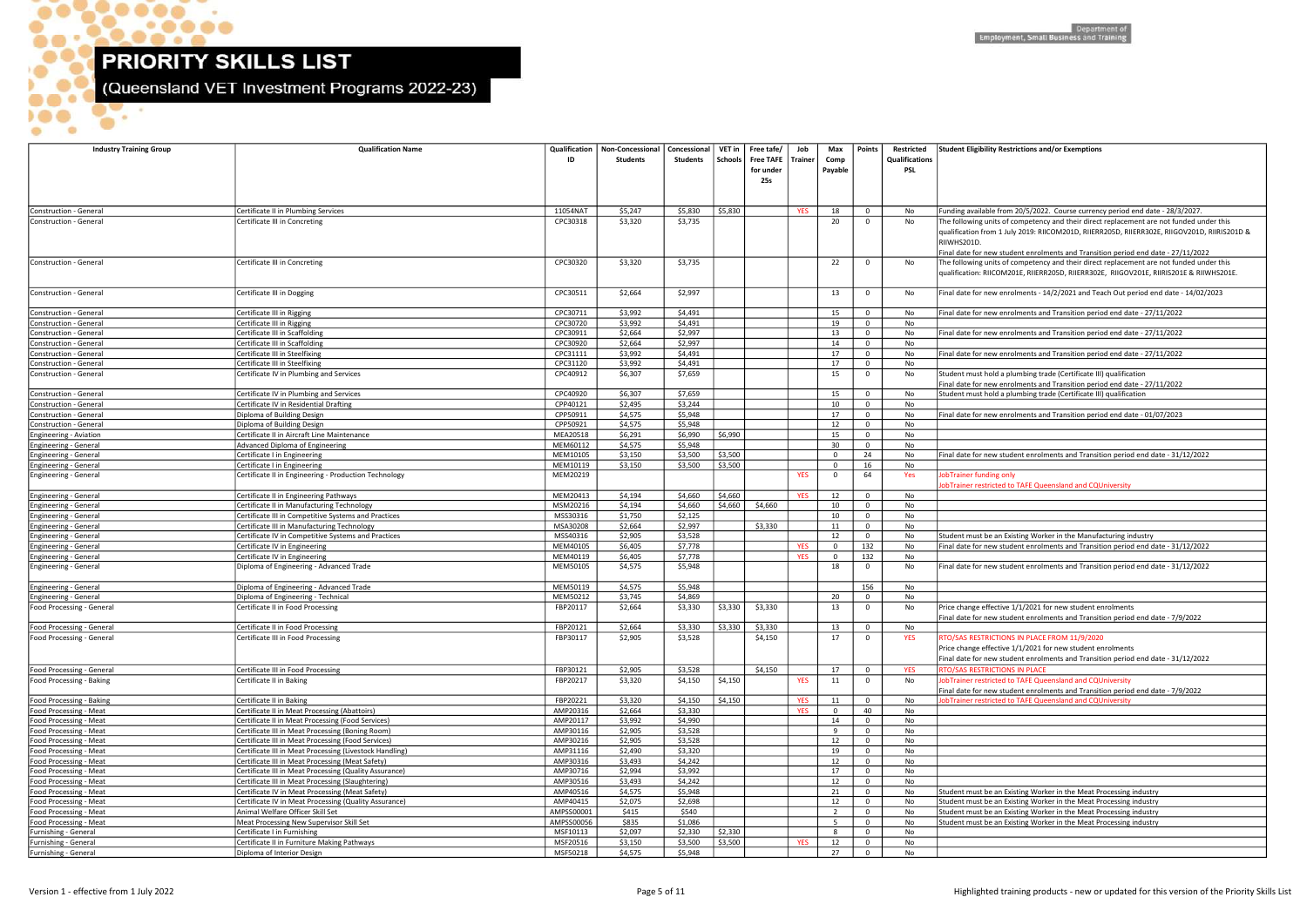# PRIORITY SKILLS LIST

## (Queensland VET Investment Programs 2022-23)

| Industry Training Group | Qualification Name | Qualification ID | Non-Concessional Students | Concessional Students | VET in Schools | Free tafe/ Free TAFE for under 25s | Job Trainer | Max Comp Payable | Points | Restricted Qualifications PSL | Student Eligibility Restrictions and/or Exemptions |
|---|---|---|---|---|---|---|---|---|---|---|---|
| Construction - General | Certificate II in Plumbing Services | 11054NAT | $5,247 | $5,830 | $5,830 | | YES | 18 | 0 | No | Funding available from 20/5/2022. Course currency period end date - 28/3/2027. |
| Construction - General | Certificate III in Concreting | CPC30318 | $3,320 | $3,735 | | | | 20 | 0 | No | The following units of competency and their direct replacement are not funded under this qualification from 1 July 2019: RIICOM201D, RIIERR205D, RIIERR302E, RIIGOV201D, RIIRIS201D & RIIWHS201D. Final date for new student enrolments and Transition period end date - 27/11/2022 |
| Construction - General | Certificate III in Concreting | CPC30320 | $3,320 | $3,735 | | | | 22 | 0 | No | The following units of competency and their direct replacement are not funded under this qualification: RIICOM201E, RIIERR205D, RIIERR302E, RIIGOV201E, RIIRIS201E & RIIWHS201E. |
| Construction - General | Certificate III in Dogging | CPC30511 | $2,664 | $2,997 | | | | 13 | 0 | No | Final date for new enrolments - 14/2/2021 and Teach Out period end date - 14/02/2023 |
| Construction - General | Certificate III in Rigging | CPC30711 | $3,992 | $4,491 | | | | 15 | 0 | No | Final date for new enrolments and Transition period end date - 27/11/2022 |
| Construction - General | Certificate III in Rigging | CPC30720 | $3,992 | $4,491 | | | | 19 | 0 | No | |
| Construction - General | Certificate III in Scaffolding | CPC30911 | $2,664 | $2,997 | | | | 13 | 0 | No | Final date for new enrolments and Transition period end date - 27/11/2022 |
| Construction - General | Certificate III in Scaffolding | CPC30920 | $2,664 | $2,997 | | | | 14 | 0 | No | |
| Construction - General | Certificate III in Steelfixing | CPC31111 | $3,992 | $4,491 | | | | 17 | 0 | No | Final date for new enrolments and Transition period end date - 27/11/2022 |
| Construction - General | Certificate III in Steelfixing | CPC31120 | $3,992 | $4,491 | | | | 17 | 0 | No | |
| Construction - General | Certificate IV in Plumbing and Services | CPC40912 | $6,307 | $7,659 | | | | 15 | 0 | No | Student must hold a plumbing trade (Certificate III) qualification Final date for new enrolments and Transition period end date - 27/11/2022 |
| Construction - General | Certificate IV in Plumbing and Services | CPC40920 | $6,307 | $7,659 | | | | 15 | 0 | No | Student must hold a plumbing trade (Certificate III) qualification |
| Construction - General | Certificate IV in Residential Drafting | CPP40121 | $2,495 | $3,244 | | | | 10 | 0 | No | |
| Construction - General | Diploma of Building Design | CPP50911 | $4,575 | $5,948 | | | | 17 | 0 | No | Final date for new enrolments and Transition period end date - 01/07/2023 |
| Construction - General | Diploma of Building Design | CPP50921 | $4,575 | $5,948 | | | | 12 | 0 | No | |
| Engineering - Aviation | Certificate II in Aircraft Line Maintenance | MEA20518 | $6,291 | $6,990 | $6,990 | | | 15 | 0 | No | |
| Engineering - General | Advanced Diploma of Engineering | MEM60112 | $4,575 | $5,948 | | | | 30 | 0 | No | |
| Engineering - General | Certificate I in Engineering | MEM10105 | $3,150 | $3,500 | $3,500 | | | 0 | 24 | No | Final date for new student enrolments and Transition period end date - 31/12/2022 |
| Engineering - General | Certificate I in Engineering | MEM10119 | $3,150 | $3,500 | $3,500 | | | 0 | 16 | No | |
| Engineering - General | Certificate II in Engineering - Production Technology | MEM20219 | | | | | YES | 0 | 64 | Yes | JobTrainer funding only JobTrainer restricted to TAFE Queensland and CQUniversity |
| Engineering - General | Certificate II in Engineering Pathways | MEM20413 | $4,194 | $4,660 | $4,660 | | YES | 12 | 0 | No | |
| Engineering - General | Certificate II in Manufacturing Technology | MSM20216 | $4,194 | $4,660 | $4,660 | $4,660 | | 10 | 0 | No | |
| Engineering - General | Certificate III in Competitive Systems and Practices | MSS30316 | $1,750 | $2,125 | | | | 10 | 0 | No | |
| Engineering - General | Certificate III in Manufacturing Technology | MSA30208 | $2,664 | $2,997 | | $3,330 | | 11 | 0 | No | |
| Engineering - General | Certificate IV in Competitive Systems and Practices | MSS40316 | $2,905 | $3,528 | | | | 12 | 0 | No | Student must be an Existing Worker in the Manufacturing industry |
| Engineering - General | Certificate IV in Engineering | MEM40105 | $6,405 | $7,778 | | | YES | 0 | 132 | No | Final date for new student enrolments and Transition period end date - 31/12/2022 |
| Engineering - General | Certificate IV in Engineering | MEM40119 | $6,405 | $7,778 | | | YES | 0 | 132 | No | |
| Engineering - General | Diploma of Engineering - Advanced Trade | MEM50105 | $4,575 | $5,948 | | | | 18 | 0 | No | Final date for new student enrolments and Transition period end date - 31/12/2022 |
| Engineering - General | Diploma of Engineering - Advanced Trade | MEM50119 | $4,575 | $5,948 | | | | | 156 | No | |
| Engineering - General | Diploma of Engineering - Technical | MEM50212 | $3,745 | $4,869 | | | | 20 | 0 | No | |
| Food Processing - General | Certificate II in Food Processing | FBP20117 | $2,664 | $3,330 | $3,330 | $3,330 | | 13 | 0 | No | Price change effective 1/1/2021 for new student enrolments Final date for new student enrolments and Transition period end date - 7/9/2022 |
| Food Processing - General | Certificate II in Food Processing | FBP20121 | $2,664 | $3,330 | $3,330 | $3,330 | | 13 | 0 | No | |
| Food Processing - General | Certificate III in Food Processing | FBP30117 | $2,905 | $3,528 | | $4,150 | | 17 | 0 | YES | RTO/SAS RESTRICTIONS IN PLACE FROM 11/9/2020 Price change effective 1/1/2021 for new student enrolments Final date for new student enrolments and Transition period end date - 31/12/2022 |
| Food Processing - General | Certificate III in Food Processing | FBP30121 | $2,905 | $3,528 | | $4,150 | | 17 | 0 | YES | RTO/SAS RESTRICTIONS IN PLACE |
| Food Processing - Baking | Certificate II in Baking | FBP20217 | $3,320 | $4,150 | $4,150 | | YES | 11 | 0 | No | JobTrainer restricted to TAFE Queensland and CQUniversity Final date for new student enrolments and Transition period end date - 7/9/2022 |
| Food Processing - Baking | Certificate II in Baking | FBP20221 | $3,320 | $4,150 | $4,150 | | YES | 11 | 0 | No | JobTrainer restricted to TAFE Queensland and CQUniversity |
| Food Processing - Meat | Certificate II in Meat Processing (Abattoirs) | AMP20316 | $2,664 | $3,330 | | | YES | 0 | 40 | No | |
| Food Processing - Meat | Certificate II in Meat Processing (Food Services) | AMP20117 | $3,992 | $4,990 | | | | 14 | 0 | No | |
| Food Processing - Meat | Certificate III in Meat Processing (Boning Room) | AMP30116 | $2,905 | $3,528 | | | | 9 | 0 | No | |
| Food Processing - Meat | Certificate III in Meat Processing (Food Services) | AMP30216 | $2,905 | $3,528 | | | | 12 | 0 | No | |
| Food Processing - Meat | Certificate III in Meat Processing (Livestock Handling) | AMP31116 | $2,490 | $3,320 | | | | 19 | 0 | No | |
| Food Processing - Meat | Certificate III in Meat Processing (Meat Safety) | AMP30316 | $3,493 | $4,242 | | | | 12 | 0 | No | |
| Food Processing - Meat | Certificate III in Meat Processing (Quality Assurance) | AMP30716 | $2,994 | $3,992 | | | | 17 | 0 | No | |
| Food Processing - Meat | Certificate III in Meat Processing (Slaughtering) | AMP30516 | $3,493 | $4,242 | | | | 12 | 0 | No | |
| Food Processing - Meat | Certificate IV in Meat Processing (Meat Safety) | AMP40516 | $4,575 | $5,948 | | | | 21 | 0 | No | Student must be an Existing Worker in the Meat Processing industry |
| Food Processing - Meat | Certificate IV in Meat Processing (Quality Assurance) | AMP40415 | $2,075 | $2,698 | | | | 12 | 0 | No | Student must be an Existing Worker in the Meat Processing industry |
| Food Processing - Meat | Animal Welfare Officer Skill Set | AMPSS00001 | $415 | $540 | | | | 2 | 0 | No | Student must be an Existing Worker in the Meat Processing industry |
| Food Processing - Meat | Meat Processing New Supervisor Skill Set | AMPSS00056 | $835 | $1,086 | | | | 5 | 0 | No | Student must be an Existing Worker in the Meat Processing industry |
| Furnishing - General | Certificate I in Furnishing | MSF10113 | $2,097 | $2,330 | $2,330 | | | 8 | 0 | No | |
| Furnishing - General | Certificate II in Furniture Making Pathways | MSF20516 | $3,150 | $3,500 | $3,500 | | YES | 12 | 0 | No | |
| Furnishing - General | Diploma of Interior Design | MSF50218 | $4,575 | $5,948 | | | | 27 | 0 | No | |

Version 1 - effective from 1 July 2022

Highlighted training products - new or updated for this version of the Priority Skills List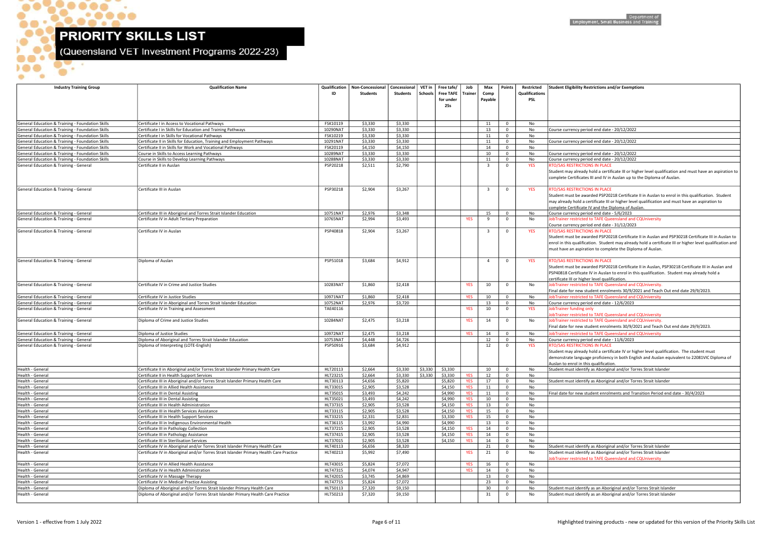# PRIORITY SKILLS LIST

## (Queensland VET Investment Programs 2022-23)

Department of Employment, Small Business and Training

| Industry Training Group | Qualification Name | Qualification ID | Non-Concessional Students | Concessional Students | VET in Schools | Free tafe/ Free TAFE for under 25s | Job Trainer | Max Comp Payable | Points | Restricted Qualifications PSL | Student Eligibility Restrictions and/or Exemptions |
|---|---|---|---|---|---|---|---|---|---|---|---|
| General Education & Training - Foundation Skills | Certificate I in Access to Vocational Pathways | FSK10119 | $3,330 | $3,330 | | | | 11 | 0 | No | |
| General Education & Training - Foundation Skills | Certificate I in Skills for Education and Training Pathways | 10290NAT | $3,330 | $3,330 | | | | 13 | 0 | No | Course currency period end date - 20/12/2022 |
| General Education & Training - Foundation Skills | Certificate I in Skills for Vocational Pathways | FSK10219 | $3,330 | $3,330 | | | | 11 | 0 | No | |
| General Education & Training - Foundation Skills | Certificate II in Skills for Education, Training and Employment Pathways | 10291NAT | $3,330 | $3,330 | | | | 11 | 0 | No | Course currency period end date - 20/12/2022 |
| General Education & Training - Foundation Skills | Certificate II in Skills for Work and Vocational Pathways | FSK20119 | $4,150 | $4,150 | | | | 14 | 0 | No | |
| General Education & Training - Foundation Skills | Course in Skills to Access Learning Pathways | 10289NAT | $3,330 | $3,330 | | | | 10 | 0 | No | Course currency period end date - 20/12/2022 |
| General Education & Training - Foundation Skills | Course in Skills to Develop Learning Pathways | 10288NAT | $3,330 | $3,330 | | | | 11 | 0 | No | Course currency period end date - 20/12/2022 |
| General Education & Training - General | Certificate II in Auslan | PSP20218 | $2,511 | $2,790 | | | | 3 | 0 | YES | RTO/SAS RESTRICTIONS IN PLACE<br>Student may already hold a certificate III or higher level qualification and must have an aspiration to complete Certificates III and IV in Auslan up to the Diploma of Auslan. |
| General Education & Training - General | Certificate III in Auslan | PSP30218 | $2,904 | $3,267 | | | | 3 | 0 | YES | RTO/SAS RESTRICTIONS IN PLACE<br>Student must be awarded PSP20218 Certificate II in Auslan to enrol in this qualification. Student may already hold a certificate III or higher level qualification and must have an aspiration to complete Certificate IV and the Diploma of Auslan. |
| General Education & Training - General | Certificate III in Aboriginal and Torres Strait Islander Education | 10751NAT | $2,976 | $3,348 | | | | 15 | 0 | No | Course currency period end date - 5/6/2023 |
| General Education & Training - General | Certificate IV in Adult Tertiary Preparation | 10765NAT | $2,994 | $3,493 | | | YES | 9 | 0 | No | JobTrainer restricted to TAFE Queensland and CQUniversity<br>Course currency period end date - 31/12/2023 |
| General Education & Training - General | Certificate IV in Auslan | PSP40818 | $2,904 | $3,267 | | | | 3 | 0 | YES | RTO/SAS RESTRICTIONS IN PLACE<br>Student must be awarded PSP20218 Certificate II in Auslan and PSP30218 Certificate III in Auslan to enrol in this qualification. Student may already hold a certificate III or higher level qualification and must have an aspiration to complete the Diploma of Auslan. |
| General Education & Training - General | Diploma of Auslan | PSP51018 | $3,684 | $4,912 | | | | 4 | 0 | YES | RTO/SAS RESTRICTIONS IN PLACE<br>Student must be awarded PSP20218 Certificate II in Auslan, PSP30218 Certificate III in Auslan and PSP40818 Certificate IV in Auslan to enrol in this qualification. Student may already hold a certificate III or higher level qualification. |
| General Education & Training - General | Certificate IV in Crime and Justice Studies | 10283NAT | $1,860 | $2,418 | | | YES | 10 | 0 | No | JobTrainer restricted to TAFE Queensland and CQUniversity.<br>Final date for new student enrolments 30/9/2021 and Teach Out end date 29/9/2023. |
| General Education & Training - General | Certificate IV in Justice Studies | 10971NAT | $1,860 | $2,418 | | | YES | 10 | 0 | No | JobTrainer restricted to TAFE Queensland and CQUniversity |
| General Education & Training - General | Certificate IV in Aboriginal and Torres Strait Islander Education | 10752NAT | $2,976 | $3,720 | | | | 13 | 0 | No | Course currency period end date - 12/6/2023 |
| General Education & Training - General | Certificate IV in Training and Assessment | TAE40116 | | | | | YES | 10 | 0 | YES | JobTrainer funding only<br>JobTrainer restricted to TAFE Queensland and CQUniversity |
| General Education & Training - General | Diploma of Crime and Justice Studies | 10284NAT | $2,475 | $3,218 | | | YES | 14 | 0 | No | JobTrainer restricted to TAFE Queensland and CQUniversity.<br>Final date for new student enrolments 30/9/2021 and Teach Out end date 29/9/2023. |
| General Education & Training - General | Diploma of Justice Studies | 10972NAT | $2,475 | $3,218 | | | YES | 14 | 0 | No | JobTrainer restricted to TAFE Queensland and CQUniversity |
| General Education & Training - General | Diploma of Aboriginal and Torres Strait Islander Education | 10753NAT | $4,448 | $4,726 | | | | 12 | 0 | No | Course currency period end date - 11/6/2023 |
| General Education & Training - General | Diploma of Interpreting (LOTE-English) | PSP50916 | $3,684 | $4,912 | | | | 12 | 0 | YES | RTO/SAS RESTRICTIONS IN PLACE<br>Student may already hold a certificate IV or higher level qualification. The student must demonstrate language proficiency in both English and Auslan equivalent to 22081VIC Diploma of Auslan to enrol in this qualification. |
| Health - General | Certificate II in Aboriginal and/or Torres Strait Islander Primary Health Care | HLT20113 | $2,664 | $3,330 | $3,330 | $3,330 | | 10 | 0 | No | Student must identify as Aboriginal and/or Torres Strait Islander |
| Health - General | Certificate II in Health Support Services | HLT23215 | $2,664 | $3,330 | $3,330 | $3,330 | YES | 12 | 0 | No | |
| Health - General | Certificate III in Aboriginal and/or Torres Strait Islander Primary Health Care | HLT30113 | $4,656 | $5,820 | | $5,820 | YES | 17 | 0 | No | Student must identify as Aboriginal and/or Torres Strait Islander |
| Health - General | Certificate III in Allied Health Assistance | HLT33015 | $2,905 | $3,528 | | $4,150 | YES | 11 | 0 | No | |
| Health - General | Certificate III in Dental Assisting | HLT35015 | $3,493 | $4,242 | | $4,990 | YES | 11 | 0 | No | Final date for new student enrolments and Transition Period end date - 30/4/2023 |
| Health - General | Certificate III in Dental Assisting | HLT35021 | $3,493 | $4,242 | | $4,990 | YES | 10 | 0 | No | |
| Health - General | Certificate III in Health Administration | HLT37315 | $2,905 | $3,528 | | $4,150 | YES | 13 | 0 | No | |
| Health - General | Certificate III in Health Services Assistance | HLT33115 | $2,905 | $3,528 | | $4,150 | YES | 15 | 0 | No | |
| Health - General | Certificate III in Health Support Services | HLT33215 | $2,331 | $2,831 | | $3,330 | YES | 15 | 0 | No | |
| Health - General | Certificate III in Indigenous Environmental Health | HLT36115 | $3,992 | $4,990 | | $4,990 | | 13 | 0 | No | |
| Health - General | Certificate III in Pathology Collection | HLT37215 | $2,905 | $3,528 | | $4,150 | YES | 14 | 0 | No | |
| Health - General | Certificate III in Pathology Assistance | HLT37415 | $2,905 | $3,528 | | $4,150 | YES | 14 | 0 | No | |
| Health - General | Certificate III in Sterilisation Services | HLT37015 | $2,905 | $3,528 | | $4,150 | YES | 14 | 0 | No | |
| Health - General | Certificate IV in Aboriginal and/or Torres Strait Islander Primary Health Care | HLT40113 | $6,656 | $8,320 | | | | 21 | 0 | No | Student must identify as Aboriginal and/or Torres Strait Islander |
| Health - General | Certificate IV in Aboriginal and/or Torres Strait Islander Primary Health Care Practice | HLT40213 | $5,992 | $7,490 | | | YES | 21 | 0 | No | Student must identify as Aboriginal and/or Torres Strait Islander<br>JobTrainer restricted to TAFE Queensland and CQUniversity |
| Health - General | Certificate IV in Allied Health Assistance | HLT43015 | $5,824 | $7,072 | | | YES | 16 | 0 | No | |
| Health - General | Certificate IV in Health Administration | HLT47315 | $4,074 | $4,947 | | | YES | 14 | 0 | No | |
| Health - General | Certificate IV in Massage Therapy | HLT42015 | $3,745 | $4,869 | | | | 13 | 0 | No | |
| Health - General | Certificate IV in Medical Practice Assisting | HLT47715 | $5,824 | $7,072 | | | | 23 | 0 | No | |
| Health - General | Diploma of Aboriginal and/or Torres Strait Islander Primary Health Care | HLT50113 | $7,320 | $9,150 | | | | 30 | 0 | No | Student must identify as an Aboriginal and/or Torres Strait Islander |
| Health - General | Diploma of Aboriginal and/or Torres Strait Islander Primary Health Care Practice | HLT50213 | $7,320 | $9,150 | | | | 31 | 0 | No | Student must identify as an Aboriginal and/or Torres Strait Islander |

Version 1 - effective from 1 July 2022

Highlighted training products - new or updated for this version of the Priority Skills List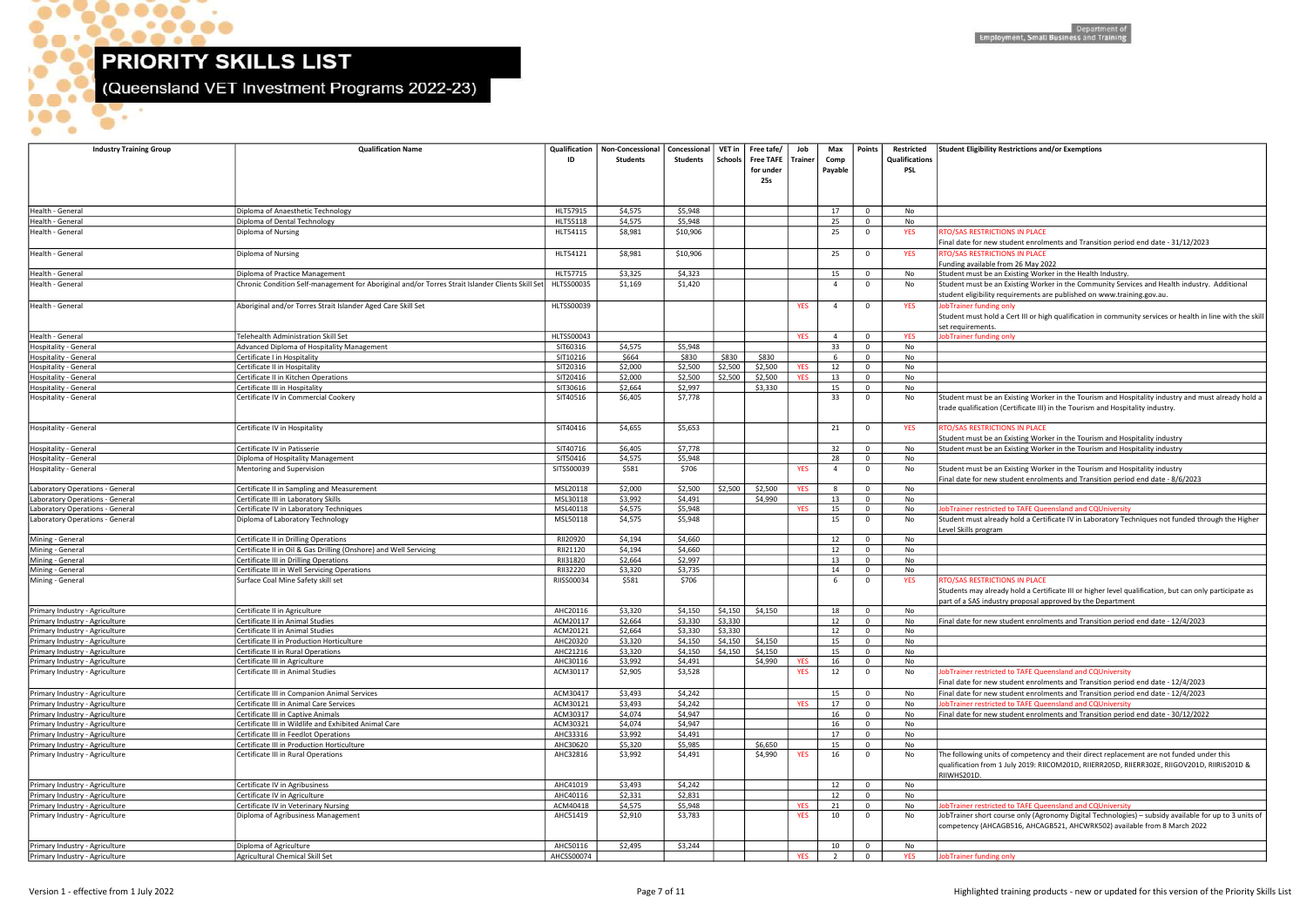# PRIORITY SKILLS LIST

(Queensland VET Investment Programs 2022-23)

| Industry Training Group | Qualification Name | Qualification ID | Non-Concessional Students | Concessional Students | VET in Schools | Free tafe/ Free TAFE for under 25s | Job Trainer | Max Comp Payable | Points | Restricted Qualifications PSL | Student Eligibility Restrictions and/or Exemptions |
|---|---|---|---|---|---|---|---|---|---|---|---|
| Health - General | Diploma of Anaesthetic Technology | HLT57915 | $4,575 | $5,948 | | | | 17 | 0 | No | |
| Health - General | Diploma of Dental Technology | HLT55118 | $4,575 | $5,948 | | | | 25 | 0 | No | |
| Health - General | Diploma of Nursing | HLT54115 | $8,981 | $10,906 | | | | 25 | 0 | YES | RTO/SAS RESTRICTIONS IN PLACE Final date for new student enrolments and Transition period end date - 31/12/2023 |
| Health - General | Diploma of Nursing | HLT54121 | $8,981 | $10,906 | | | | 25 | 0 | YES | RTO/SAS RESTRICTIONS IN PLACE Funding available from 26 May 2022 |
| Health - General | Diploma of Practice Management | HLT57715 | $3,325 | $4,323 | | | | 15 | 0 | No | Student must be an Existing Worker in the Health Industry. |
| Health - General | Chronic Condition Self-management for Aboriginal and/or Torres Strait Islander Clients Skill Set | HLTSS00035 | $1,169 | $1,420 | | | | 4 | 0 | No | Student must be an Existing Worker in the Community Services and Health industry. Additional student eligibility requirements are published on www.training.gov.au. |
| Health - General | Aboriginal and/or Torres Strait Islander Aged Care Skill Set | HLTSS00039 | | | | | YES | 4 | 0 | YES | JobTrainer funding only Student must hold a Cert III or high qualification in community services or health in line with the skill set requirements. |
| Health - General | Telehealth Administration Skill Set | HLTSS00043 | | | | | YES | 4 | 0 | YES | JobTrainer funding only |
| Hospitality - General | Advanced Diploma of Hospitality Management | SIT60316 | $4,575 | $5,948 | | | | 33 | 0 | No | |
| Hospitality - General | Certificate I in Hospitality | SIT10216 | $664 | $830 | $830 | $830 | | 6 | 0 | No | |
| Hospitality - General | Certificate II in Hospitality | SIT20316 | $2,000 | $2,500 | $2,500 | $2,500 | YES | 12 | 0 | No | |
| Hospitality - General | Certificate II in Kitchen Operations | SIT20416 | $2,000 | $2,500 | $2,500 | $2,500 | YES | 13 | 0 | No | |
| Hospitality - General | Certificate III in Hospitality | SIT30616 | $2,664 | $2,997 | | $3,330 | | 15 | 0 | No | |
| Hospitality - General | Certificate IV in Commercial Cookery | SIT40516 | $6,405 | $7,778 | | | | 33 | 0 | No | Student must be an Existing Worker in the Tourism and Hospitality industry and must already hold a trade qualification (Certificate III) in the Tourism and Hospitality industry. |
| Hospitality - General | Certificate IV in Hospitality | SIT40416 | $4,655 | $5,653 | | | | 21 | 0 | YES | RTO/SAS RESTRICTIONS IN PLACE Student must be an Existing Worker in the Tourism and Hospitality industry |
| Hospitality - General | Certificate IV in Patisserie | SIT40716 | $6,405 | $7,778 | | | | 32 | 0 | No | Student must be an Existing Worker in the Tourism and Hospitality industry |
| Hospitality - General | Diploma of Hospitality Management | SIT50416 | $4,575 | $5,948 | | | | 28 | 0 | No | |
| Hospitality - General | Mentoring and Supervision | SITSS00039 | $581 | $706 | | | YES | 4 | 0 | No | Student must be an Existing Worker in the Tourism and Hospitality industry Final date for new student enrolments and Transition period end date - 8/6/2023 |
| Laboratory Operations - General | Certificate II in Sampling and Measurement | MSL20118 | $2,000 | $2,500 | $2,500 | $2,500 | YES | 8 | 0 | No | |
| Laboratory Operations - General | Certificate III in Laboratory Skills | MSL30118 | $3,992 | $4,491 | | $4,990 | | 13 | 0 | No | |
| Laboratory Operations - General | Certificate IV in Laboratory Techniques | MSL40118 | $4,575 | $5,948 | | | YES | 15 | 0 | No | JobTrainer restricted to TAFE Queensland and CQUniversity |
| Laboratory Operations - General | Diploma of Laboratory Technology | MSL50118 | $4,575 | $5,948 | | | | 15 | 0 | No | Student must already hold a Certificate IV in Laboratory Techniques not funded through the Higher Level Skills program |
| Mining - General | Certificate II in Drilling Operations | RII20920 | $4,194 | $4,660 | | | | 12 | 0 | No | |
| Mining - General | Certificate II in Oil & Gas Drilling (Onshore) and Well Servicing | RII21120 | $4,194 | $4,660 | | | | 12 | 0 | No | |
| Mining - General | Certificate III in Drilling Operations | RII31820 | $2,664 | $2,997 | | | | 13 | 0 | No | |
| Mining - General | Certificate III in Well Servicing Operations | RII32220 | $3,320 | $3,735 | | | | 14 | 0 | No | |
| Mining - General | Surface Coal Mine Safety skill set | RIISS00034 | $581 | $706 | | | | 6 | 0 | YES | RTO/SAS RESTRICTIONS IN PLACE Students may already hold a Certificate III or higher level qualification, but can only participate as part of a SAS industry proposal approved by the Department |
| Primary Industry - Agriculture | Certificate II in Agriculture | AHC20116 | $3,320 | $4,150 | $4,150 | $4,150 | | 18 | 0 | No | |
| Primary Industry - Agriculture | Certificate II in Animal Studies | ACM20117 | $2,664 | $3,330 | $3,330 | | | 12 | 0 | No | Final date for new student enrolments and Transition period end date - 12/4/2023 |
| Primary Industry - Agriculture | Certificate II in Animal Studies | ACM20121 | $2,664 | $3,330 | $3,330 | | | 12 | 0 | No | |
| Primary Industry - Agriculture | Certificate II in Production Horticulture | AHC20320 | $3,320 | $4,150 | $4,150 | $4,150 | | 15 | 0 | No | |
| Primary Industry - Agriculture | Certificate II in Rural Operations | AHC21216 | $3,320 | $4,150 | $4,150 | $4,150 | | 15 | 0 | No | |
| Primary Industry - Agriculture | Certificate III in Agriculture | AHC30116 | $3,992 | $4,491 | | $4,990 | YES | 16 | 0 | No | |
| Primary Industry - Agriculture | Certificate III in Animal Studies | ACM30117 | $2,905 | $3,528 | | | YES | 12 | 0 | No | JobTrainer restricted to TAFE Queensland and CQUniversity Final date for new student enrolments and Transition period end date - 12/4/2023 |
| Primary Industry - Agriculture | Certificate III in Companion Animal Services | ACM30417 | $3,493 | $4,242 | | | | 15 | 0 | No | Final date for new student enrolments and Transition period end date - 12/4/2023 |
| Primary Industry - Agriculture | Certificate III in Animal Care Services | ACM30121 | $3,493 | $4,242 | | | YES | 17 | 0 | No | JobTrainer restricted to TAFE Queensland and CQUniversity |
| Primary Industry - Agriculture | Certificate III in Captive Animals | ACM30317 | $4,074 | $4,947 | | | | 16 | 0 | No | Final date for new student enrolments and Transition period end date - 30/12/2022 |
| Primary Industry - Agriculture | Certificate III in Wildlife and Exhibited Animal Care | ACM30321 | $4,074 | $4,947 | | | | 16 | 0 | No | |
| Primary Industry - Agriculture | Certificate III in Feedlot Operations | AHC33316 | $3,992 | $4,491 | | | | 17 | 0 | No | |
| Primary Industry - Agriculture | Certificate III in Production Horticulture | AHC30620 | $5,320 | $5,985 | | $6,650 | | 15 | 0 | No | |
| Primary Industry - Agriculture | Certificate III in Rural Operations | AHC32816 | $3,992 | $4,491 | | $4,990 | YES | 16 | 0 | No | The following units of competency and their direct replacement are not funded under this qualification from 1 July 2019: RIICOM201D, RIIERR205D, RIIERR302E, RIIGOV201D, RIIRIS201D & RIIWHS201D. |
| Primary Industry - Agriculture | Certificate IV in Agribusiness | AHC41019 | $3,493 | $4,242 | | | | 12 | 0 | No | |
| Primary Industry - Agriculture | Certificate IV in Agriculture | AHC40116 | $2,331 | $2,831 | | | | 12 | 0 | No | |
| Primary Industry - Agriculture | Certificate IV in Veterinary Nursing | ACM40418 | $4,575 | $5,948 | | | YES | 21 | 0 | No | JobTrainer restricted to TAFE Queensland and CQUniversity |
| Primary Industry - Agriculture | Diploma of Agribusiness Management | AHC51419 | $2,910 | $3,783 | | | YES | 10 | 0 | No | JobTrainer short course only (Agronomy Digital Technologies) – subsidy available for up to 3 units of competency (AHCAGB516, AHCAGB521, AHCWRK502) available from 8 March 2022 |
| Primary Industry - Agriculture | Diploma of Agriculture | AHC50116 | $2,495 | $3,244 | | | | 10 | 0 | No | |
| Primary Industry - Agriculture | Agricultural Chemical Skill Set | AHCSS00074 | | | | | YES | 2 | 0 | YES | JobTrainer funding only |

Version 1 - effective from 1 July 2022

Highlighted training products - new or updated for this version of the Priority Skills List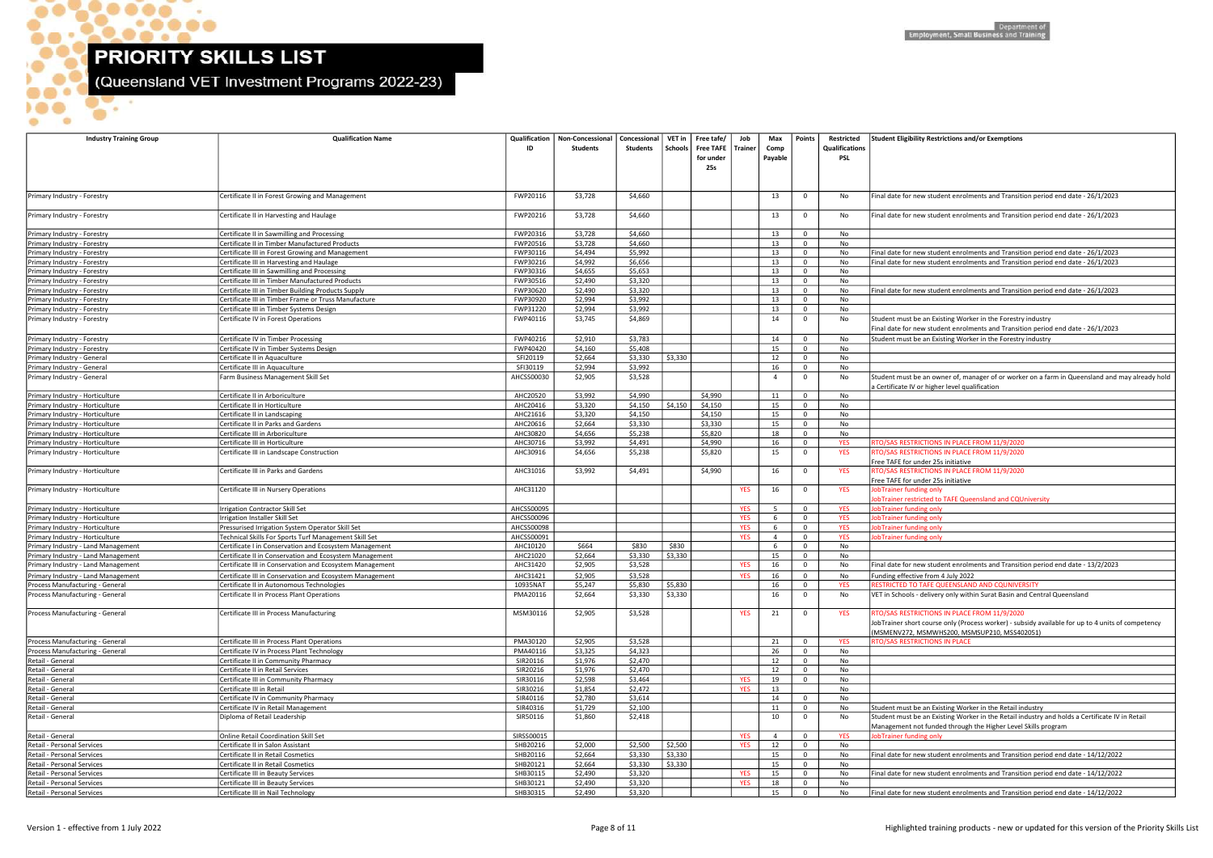# PRIORITY SKILLS LIST

## (Queensland VET Investment Programs 2022-23)

| Industry Training Group | Qualification Name | Qualification ID | Non-Concessional Students | Concessional Students | VET in Schools | Free tafe/ Free TAFE for under 25s | Job Trainer | Max Comp Payable | Points | Restricted Qualifications PSL | Student Eligibility Restrictions and/or Exemptions |
|---|---|---|---|---|---|---|---|---|---|---|---|
| Primary Industry - Forestry | Certificate II in Forest Growing and Management | FWP20116 | $3,728 | $4,660 | | | | 13 | 0 | No | Final date for new student enrolments and Transition period end date - 26/1/2023 |
| Primary Industry - Forestry | Certificate II in Harvesting and Haulage | FWP20216 | $3,728 | $4,660 | | | | 13 | 0 | No | Final date for new student enrolments and Transition period end date - 26/1/2023 |
| Primary Industry - Forestry | Certificate II in Sawmilling and Processing | FWP20316 | $3,728 | $4,660 | | | | 13 | 0 | No | |
| Primary Industry - Forestry | Certificate II in Timber Manufactured Products | FWP20516 | $3,728 | $4,660 | | | | 13 | 0 | No | |
| Primary Industry - Forestry | Certificate III in Forest Growing and Management | FWP30116 | $4,494 | $5,992 | | | | 13 | 0 | No | Final date for new student enrolments and Transition period end date - 26/1/2023 |
| Primary Industry - Forestry | Certificate III in Harvesting and Haulage | FWP30216 | $4,992 | $6,656 | | | | 13 | 0 | No | Final date for new student enrolments and Transition period end date - 26/1/2023 |
| Primary Industry - Forestry | Certificate III in Sawmilling and Processing | FWP30316 | $4,655 | $5,653 | | | | 13 | 0 | No | |
| Primary Industry - Forestry | Certificate III in Timber Manufactured Products | FWP30516 | $2,490 | $3,320 | | | | 13 | 0 | No | |
| Primary Industry - Forestry | Certificate III in Timber Building Products Supply | FWP30620 | $2,490 | $3,320 | | | | 13 | 0 | No | Final date for new student enrolments and Transition period end date - 26/1/2023 |
| Primary Industry - Forestry | Certificate III in Timber Frame or Truss Manufacture | FWP30920 | $2,994 | $3,992 | | | | 13 | 0 | No | |
| Primary Industry - Forestry | Certificate III in Timber Systems Design | FWP31220 | $2,994 | $3,992 | | | | 13 | 0 | No | |
| Primary Industry - Forestry | Certificate IV in Forest Operations | FWP40116 | $3,745 | $4,869 | | | | 14 | 0 | No | Student must be an Existing Worker in the Forestry industry<br>Final date for new student enrolments and Transition period end date - 26/1/2023 |
| Primary Industry - Forestry | Certificate IV in Timber Processing | FWP40216 | $2,910 | $3,783 | | | | 14 | 0 | No | Student must be an Existing Worker in the Forestry industry |
| Primary Industry - Forestry | Certificate IV in Timber Systems Design | FWP40420 | $4,160 | $5,408 | | | | 15 | 0 | No | |
| Primary Industry - General | Certificate II in Aquaculture | SFI20119 | $2,664 | $3,330 | $3,330 | | | 12 | 0 | No | |
| Primary Industry - General | Certificate III in Aquaculture | SFI30119 | $2,994 | $3,992 | | | | 16 | 0 | No | |
| Primary Industry - General | Farm Business Management Skill Set | AHCSS00030 | $2,905 | $3,528 | | | | 4 | 0 | No | Student must be an owner of, manager of or worker on a farm in Queensland and may already hold a Certificate IV or higher level qualification |
| Primary Industry - Horticulture | Certificate II in Arboriculture | AHC20520 | $3,992 | $4,990 | | $4,990 | | 11 | 0 | No | |
| Primary Industry - Horticulture | Certificate II in Horticulture | AHC20416 | $3,320 | $4,150 | $4,150 | $4,150 | | 15 | 0 | No | |
| Primary Industry - Horticulture | Certificate II in Landscaping | AHC21616 | $3,320 | $4,150 | | $4,150 | | 15 | 0 | No | |
| Primary Industry - Horticulture | Certificate II in Parks and Gardens | AHC20616 | $2,664 | $3,330 | | $3,330 | | 15 | 0 | No | |
| Primary Industry - Horticulture | Certificate III in Arboriculture | AHC30820 | $4,656 | $5,238 | | $5,820 | | 18 | 0 | No | |
| Primary Industry - Horticulture | Certificate III in Horticulture | AHC30716 | $3,992 | $4,491 | | $4,990 | | 16 | 0 | YES | RTO/SAS RESTRICTIONS IN PLACE FROM 11/9/2020 |
| Primary Industry - Horticulture | Certificate III in Landscape Construction | AHC30916 | $4,656 | $5,238 | | $5,820 | | 15 | 0 | YES | RTO/SAS RESTRICTIONS IN PLACE FROM 11/9/2020<br>Free TAFE for under 25s initiative |
| Primary Industry - Horticulture | Certificate III in Parks and Gardens | AHC31016 | $3,992 | $4,491 | | $4,990 | | 16 | 0 | YES | RTO/SAS RESTRICTIONS IN PLACE FROM 11/9/2020<br>Free TAFE for under 25s initiative |
| Primary Industry - Horticulture | Certificate III in Nursery Operations | AHC31120 | | | | | YES | 16 | 0 | YES | JobTrainer funding only<br>JobTrainer restricted to TAFE Queensland and CQUniversity |
| Primary Industry - Horticulture | Irrigation Contractor Skill Set | AHCSS00095 | | | | | YES | 5 | 0 | YES | JobTrainer funding only |
| Primary Industry - Horticulture | Irrigation Installer Skill Set | AHCSS00096 | | | | | YES | 6 | 0 | YES | JobTrainer funding only |
| Primary Industry - Horticulture | Pressurised Irrigation System Operator Skill Set | AHCSS00098 | | | | | YES | 6 | 0 | YES | JobTrainer funding only |
| Primary Industry - Horticulture | Technical Skills For Sports Turf Management Skill Set | AHCSS00091 | | | | | YES | 4 | 0 | YES | JobTrainer funding only |
| Primary Industry - Land Management | Certificate I in Conservation and Ecosystem Management | AHC10120 | $664 | $830 | $830 | | | 6 | 0 | No | |
| Primary Industry - Land Management | Certificate II in Conservation and Ecosystem Management | AHC21020 | $2,664 | $3,330 | $3,330 | | | 15 | 0 | No | |
| Primary Industry - Land Management | Certificate III in Conservation and Ecosystem Management | AHC31420 | $2,905 | $3,528 | | | YES | 16 | 0 | No | Final date for new student enrolments and Transition period end date - 13/2/2023 |
| Primary Industry - Land Management | Certificate III in Conservation and Ecosystem Management | AHC31421 | $2,905 | $3,528 | | | YES | 16 | 0 | No | Funding effective from 4 July 2022 |
| Process Manufacturing - General | Certificate II in Autonomous Technologies | 10935NAT | $5,247 | $5,830 | $5,830 | | | 16 | 0 | YES | RESTRICTED TO TAFE QUEENSLAND AND CQUNIVERSITY |
| Process Manufacturing - General | Certificate II in Process Plant Operations | PMA20116 | $2,664 | $3,330 | $3,330 | | | 16 | 0 | No | VET in Schools - delivery only within Surat Basin and Central Queensland |
| Process Manufacturing - General | Certificate III in Process Manufacturing | MSM30116 | $2,905 | $3,528 | | | YES | 21 | 0 | YES | RTO/SAS RESTRICTIONS IN PLACE FROM 11/9/2020<br>JobTrainer short course only (Process worker) - subsidy available for up to 4 units of competency (MSMENV272, MSMWHS200, MSMSUP210, MSS402051) |
| Process Manufacturing - General | Certificate III in Process Plant Operations | PMA30120 | $2,905 | $3,528 | | | | 21 | 0 | YES | RTO/SAS RESTRICTIONS IN PLACE |
| Process Manufacturing - General | Certificate IV in Process Plant Technology | PMA40116 | $3,325 | $4,323 | | | | 26 | 0 | No | |
| Retail - General | Certificate II in Community Pharmacy | SIR20116 | $1,976 | $2,470 | | | | 12 | 0 | No | |
| Retail - General | Certificate II in Retail Services | SIR20216 | $1,976 | $2,470 | | | | 12 | 0 | No | |
| Retail - General | Certificate III in Community Pharmacy | SIR30116 | $2,598 | $3,464 | | | YES | 19 | 0 | No | |
| Retail - General | Certificate III in Retail | SIR30216 | $1,854 | $2,472 | | | YES | 13 | | No | |
| Retail - General | Certificate IV in Community Pharmacy | SIR40116 | $2,780 | $3,614 | | | | 14 | 0 | No | |
| Retail - General | Certificate IV in Retail Management | SIR40316 | $1,729 | $2,100 | | | | 11 | 0 | No | Student must be an Existing Worker in the Retail industry |
| Retail - General | Diploma of Retail Leadership | SIR50116 | $1,860 | $2,418 | | | | 10 | 0 | No | Student must be an Existing Worker in the Retail industry and holds a Certificate IV in Retail Management not funded through the Higher Level Skills program |
| Retail - General | Online Retail Coordination Skill Set | SIRSS00015 | | | | | YES | 4 | 0 | YES | JobTrainer funding only |
| Retail - Personal Services | Certificate II in Salon Assistant | SHB20216 | $2,000 | $2,500 | $2,500 | | YES | 12 | 0 | No | |
| Retail - Personal Services | Certificate II in Retail Cosmetics | SHB20116 | $2,664 | $3,330 | $3,330 | | | 15 | 0 | No | Final date for new student enrolments and Transition period end date - 14/12/2022 |
| Retail - Personal Services | Certificate II in Retail Cosmetics | SHB20121 | $2,664 | $3,330 | $3,330 | | | 15 | 0 | No | |
| Retail - Personal Services | Certificate III in Beauty Services | SHB30115 | $2,490 | $3,320 | | | YES | 15 | 0 | No | Final date for new student enrolments and Transition period end date - 14/12/2022 |
| Retail - Personal Services | Certificate III in Beauty Services | SHB30121 | $2,490 | $3,320 | | | YES | 18 | 0 | No | |
| Retail - Personal Services | Certificate III in Nail Technology | SHB30315 | $2,490 | $3,320 | | | | 15 | 0 | No | Final date for new student enrolments and Transition period end date - 14/12/2022 |

Version 1 - effective from 1 July 2022

Highlighted training products - new or updated for this version of the Priority Skills List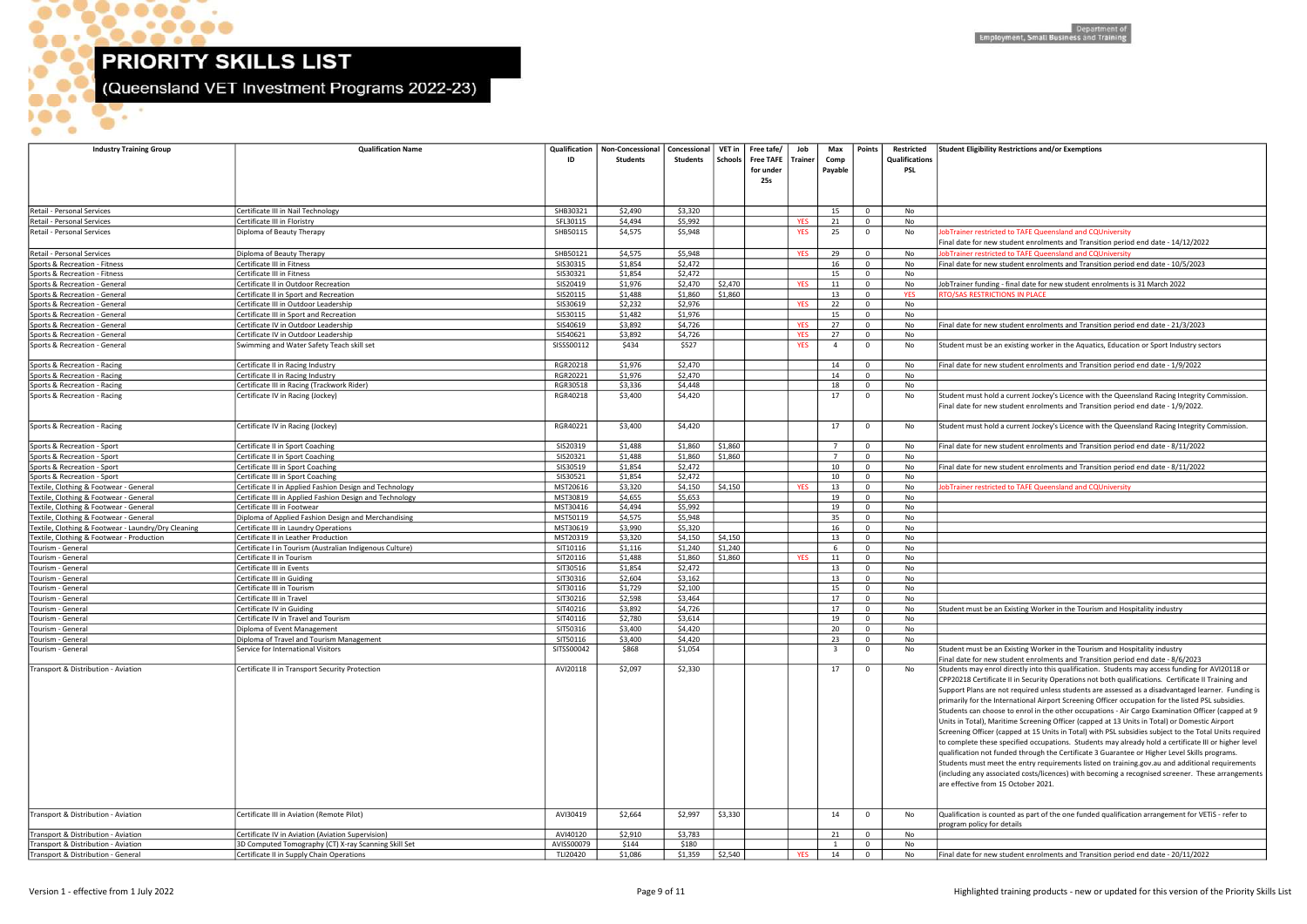# PRIORITY SKILLS LIST

## (Queensland VET Investment Programs 2022-23)

| Industry Training Group | Qualification Name | Qualification ID | Non-Concessional Students | Concessional Students | VET in Schools | Free tafe/ Free TAFE for under 25s | Job Trainer | Max Comp Payable | Points | Restricted Qualifications PSL | Student Eligibility Restrictions and/or Exemptions |
|---|---|---|---|---|---|---|---|---|---|---|---|
| Retail - Personal Services | Certificate III in Nail Technology | SHB30321 | $2,490 | $3,320 | | | | 15 | 0 | No | |
| Retail - Personal Services | Certificate III in Floristry | SFL30115 | $4,494 | $5,992 | | | YES | 21 | 0 | No | |
| Retail - Personal Services | Diploma of Beauty Therapy | SHB50115 | $4,575 | $5,948 | | | YES | 25 | 0 | No | JobTrainer restricted to TAFE Queensland and CQUniversity Final date for new student enrolments and Transition period end date - 14/12/2022 |
| Retail - Personal Services | Diploma of Beauty Therapy | SHB50121 | $4,575 | $5,948 | | | YES | 29 | 0 | No | JobTrainer restricted to TAFE Queensland and CQUniversity |
| Sports & Recreation - Fitness | Certificate III in Fitness | SIS30315 | $1,854 | $2,472 | | | | 16 | 0 | No | Final date for new student enrolments and Transition period end date - 10/5/2023 |
| Sports & Recreation - Fitness | Certificate III in Fitness | SIS30321 | $1,854 | $2,472 | | | | 15 | 0 | No | |
| Sports & Recreation - General | Certificate II in Outdoor Recreation | SIS20419 | $1,976 | $2,470 | $2,470 | | YES | 11 | 0 | No | JobTrainer funding - final date for new student enrolments is 31 March 2022 |
| Sports & Recreation - General | Certificate II in Sport and Recreation | SIS20115 | $1,488 | $1,860 | $1,860 | | | 13 | 0 | YES | RTO/SAS RESTRICTIONS IN PLACE |
| Sports & Recreation - General | Certificate III in Outdoor Leadership | SIS30619 | $2,232 | $2,976 | | | YES | 22 | 0 | No | |
| Sports & Recreation - General | Certificate III in Sport and Recreation | SIS30115 | $1,482 | $1,976 | | | | 15 | 0 | No | |
| Sports & Recreation - General | Certificate IV in Outdoor Leadership | SIS40619 | $3,892 | $4,726 | | | YES | 27 | 0 | No | Final date for new student enrolments and Transition period end date - 21/3/2023 |
| Sports & Recreation - General | Certificate IV in Outdoor Leadership | SIS40621 | $3,892 | $4,726 | | | YES | 27 | 0 | No | |
| Sports & Recreation - General | Swimming and Water Safety Teach skill set | SISSS00112 | $434 | $527 | | | YES | 4 | 0 | No | Student must be an existing worker in the Aquatics, Education or Sport Industry sectors |
| Sports & Recreation - Racing | Certificate II in Racing Industry | RGR20218 | $1,976 | $2,470 | | | | 14 | 0 | No | Final date for new student enrolments and Transition period end date - 1/9/2022 |
| Sports & Recreation - Racing | Certificate II in Racing Industry | RGR20221 | $1,976 | $2,470 | | | | 14 | 0 | No | |
| Sports & Recreation - Racing | Certificate III in Racing (Trackwork Rider) | RGR30518 | $3,336 | $4,448 | | | | 18 | 0 | No | |
| Sports & Recreation - Racing | Certificate IV in Racing (Jockey) | RGR40218 | $3,400 | $4,420 | | | | 17 | 0 | No | Student must hold a current Jockey's Licence with the Queensland Racing Integrity Commission. Final date for new student enrolments and Transition period end date - 1/9/2022. |
| Sports & Recreation - Racing | Certificate IV in Racing (Jockey) | RGR40221 | $3,400 | $4,420 | | | | 17 | 0 | No | Student must hold a current Jockey's Licence with the Queensland Racing Integrity Commission. |
| Sports & Recreation - Sport | Certificate II in Sport Coaching | SIS20319 | $1,488 | $1,860 | $1,860 | | | 7 | 0 | No | Final date for new student enrolments and Transition period end date - 8/11/2022 |
| Sports & Recreation - Sport | Certificate II in Sport Coaching | SIS20321 | $1,488 | $1,860 | $1,860 | | | 7 | 0 | No | |
| Sports & Recreation - Sport | Certificate III in Sport Coaching | SIS30519 | $1,854 | $2,472 | | | | 10 | 0 | No | Final date for new student enrolments and Transition period end date - 8/11/2022 |
| Sports & Recreation - Sport | Certificate III in Sport Coaching | SIS30521 | $1,854 | $2,472 | | | | 10 | 0 | No | |
| Textile, Clothing & Footwear - General | Certificate II in Applied Fashion Design and Technology | MST20616 | $3,320 | $4,150 | $4,150 | | YES | 13 | 0 | No | JobTrainer restricted to TAFE Queensland and CQUniversity |
| Textile, Clothing & Footwear - General | Certificate III in Applied Fashion Design and Technology | MST30819 | $4,655 | $5,653 | | | | 19 | 0 | No | |
| Textile, Clothing & Footwear - General | Certificate III in Footwear | MST30416 | $4,494 | $5,992 | | | | 19 | 0 | No | |
| Textile, Clothing & Footwear - General | Diploma of Applied Fashion Design and Merchandising | MST50119 | $4,575 | $5,948 | | | | 35 | 0 | No | |
| Textile, Clothing & Footwear - Laundry/Dry Cleaning | Certificate III in Laundry Operations | MST30619 | $3,990 | $5,320 | | | | 16 | 0 | No | |
| Textile, Clothing & Footwear - Production | Certificate II in Leather Production | MST20319 | $3,320 | $4,150 | $4,150 | | | 13 | 0 | No | |
| Tourism - General | Certificate I in Tourism (Australian Indigenous Culture) | SIT10116 | $1,116 | $1,240 | $1,240 | | | 6 | 0 | No | |
| Tourism - General | Certificate II in Tourism | SIT20116 | $1,488 | $1,860 | $1,860 | | YES | 11 | 0 | No | |
| Tourism - General | Certificate III in Events | SIT30516 | $1,854 | $2,472 | | | | 13 | 0 | No | |
| Tourism - General | Certificate III in Guiding | SIT30316 | $2,604 | $3,162 | | | | 13 | 0 | No | |
| Tourism - General | Certificate III in Tourism | SIT30116 | $1,729 | $2,100 | | | | 15 | 0 | No | |
| Tourism - General | Certificate III in Travel | SIT30216 | $2,598 | $3,464 | | | | 17 | 0 | No | |
| Tourism - General | Certificate IV in Guiding | SIT40216 | $3,892 | $4,726 | | | | 17 | 0 | No | Student must be an Existing Worker in the Tourism and Hospitality industry |
| Tourism - General | Certificate IV in Travel and Tourism | SIT40116 | $2,780 | $3,614 | | | | 19 | 0 | No | |
| Tourism - General | Diploma of Event Management | SIT50316 | $3,400 | $4,420 | | | | 20 | 0 | No | |
| Tourism - General | Diploma of Travel and Tourism Management | SIT50116 | $3,400 | $4,420 | | | | 23 | 0 | No | |
| Tourism - General | Service for International Visitors | SITSS00042 | $868 | $1,054 | | | | 3 | 0 | No | Student must be an Existing Worker in the Tourism and Hospitality industry Final date for new student enrolments and Transition period end date - 8/6/2023 |
| Transport & Distribution - Aviation | Certificate II in Transport Security Protection | AVI20118 | $2,097 | $2,330 | | | | 17 | 0 | No | Students may enrol directly into this qualification. Students may access funding for AVI20118 or CPP20218 Certificate II in Security Operations not both qualifications. Certificate II Training and Support Plans are not required unless students are assessed as a disadvantaged learner. Funding is primarily for the International Airport Screening Officer occupation for the listed PSL subsidies. Students can choose to enrol in the other occupations - Air Cargo Examination Officer (capped at 9 Units in Total), Maritime Screening Officer (capped at 13 Units in Total) or Domestic Airport Screening Officer (capped at 15 Units in Total) with PSL subsidies subject to the Total Units required to complete these specified occupations. Students may already hold a certificate III or higher level qualification not funded through the Certificate 3 Guarantee or Higher Level Skills programs. Students must meet the entry requirements listed on training.gov.au and additional requirements (including any associated costs/licences) with becoming a recognised screener. These arrangements are effective from 15 October 2021. |
| Transport & Distribution - Aviation | Certificate III in Aviation (Remote Pilot) | AVI30419 | $2,664 | $2,997 | $3,330 | | | 14 | 0 | No | Qualification is counted as part of the one funded qualification arrangement for VETiS - refer to program policy for details |
| Transport & Distribution - Aviation | Certificate IV in Aviation (Aviation Supervision) | AVI40120 | $2,910 | $3,783 | | | | 21 | 0 | No | |
| Transport & Distribution - Aviation | 3D Computed Tomography (CT) X-ray Scanning Skill Set | AVISS00079 | $144 | $180 | | | | 1 | 0 | No | |
| Transport & Distribution - General | Certificate II in Supply Chain Operations | TLI20420 | $1,086 | $1,359 | $2,540 | | YES | 14 | 0 | No | Final date for new student enrolments and Transition period end date - 20/11/2022 |

Version 1 - effective from 1 July 2022

Highlighted training products - new or updated for this version of the Priority Skills List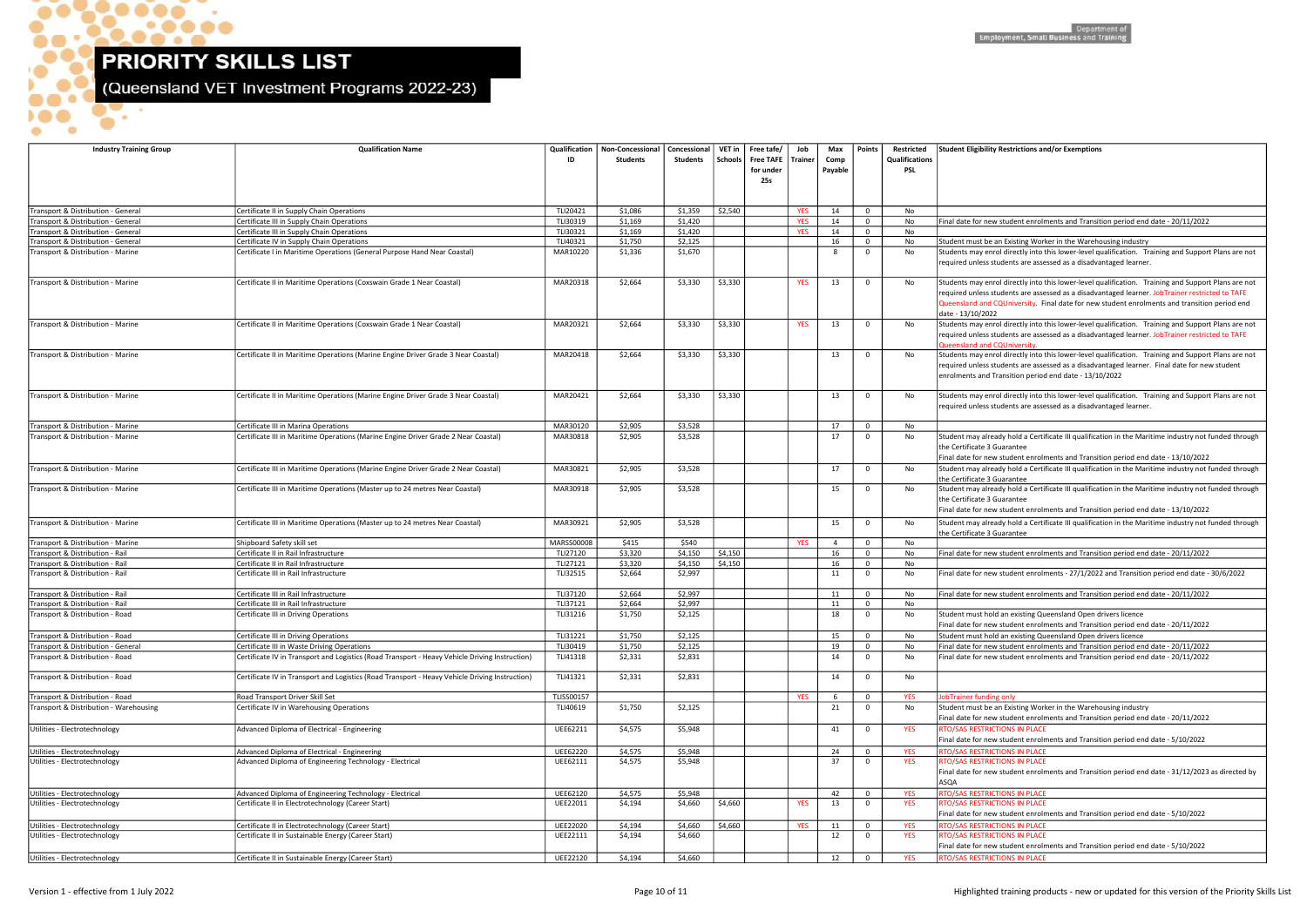# PRIORITY SKILLS LIST

(Queensland VET Investment Programs 2022-23)

| Industry Training Group | Qualification Name | Qualification ID | Non-Concessional Students | Concessional Students | VET in Schools | Free tafe/ Free TAFE for under 25s | Job Trainer | Max Comp Payable | Points | Restricted Qualifications PSL | Student Eligibility Restrictions and/or Exemptions |
|---|---|---|---|---|---|---|---|---|---|---|---|
| Transport & Distribution - General | Certificate II in Supply Chain Operations | TLI20421 | $1,086 | $1,359 | $2,540 | | YES | 14 | 0 | No | |
| Transport & Distribution - General | Certificate III in Supply Chain Operations | TLI30319 | $1,169 | $1,420 | | | YES | 14 | 0 | No | Final date for new student enrolments and Transition period end date - 20/11/2022 |
| Transport & Distribution - General | Certificate III in Supply Chain Operations | TLI30321 | $1,169 | $1,420 | | | YES | 14 | 0 | No | |
| Transport & Distribution - General | Certificate IV in Supply Chain Operations | TLI40321 | $1,750 | $2,125 | | | | 16 | 0 | No | Student must be an Existing Worker in the Warehousing industry |
| Transport & Distribution - Marine | Certificate I in Maritime Operations (General Purpose Hand Near Coastal) | MAR10220 | $1,336 | $1,670 | | | | 8 | 0 | No | Students may enrol directly into this lower-level qualification. Training and Support Plans are not required unless students are assessed as a disadvantaged learner. |
| Transport & Distribution - Marine | Certificate II in Maritime Operations (Coxswain Grade 1 Near Coastal) | MAR20318 | $2,664 | $3,330 | $3,330 | | YES | 13 | 0 | No | Students may enrol directly into this lower-level qualification. Training and Support Plans are not required unless students are assessed as a disadvantaged learner. JobTrainer restricted to TAFE Queensland and CQUniversity. Final date for new student enrolments and transition period end date - 13/10/2022 |
| Transport & Distribution - Marine | Certificate II in Maritime Operations (Coxswain Grade 1 Near Coastal) | MAR20321 | $2,664 | $3,330 | $3,330 | | YES | 13 | 0 | No | Students may enrol directly into this lower-level qualification. Training and Support Plans are not required unless students are assessed as a disadvantaged learner. JobTrainer restricted to TAFE Queensland and CQUniversity. |
| Transport & Distribution - Marine | Certificate II in Maritime Operations (Marine Engine Driver Grade 3 Near Coastal) | MAR20418 | $2,664 | $3,330 | $3,330 | | | 13 | 0 | No | Students may enrol directly into this lower-level qualification. Training and Support Plans are not required unless students are assessed as a disadvantaged learner. Final date for new student enrolments and Transition period end date - 13/10/2022 |
| Transport & Distribution - Marine | Certificate II in Maritime Operations (Marine Engine Driver Grade 3 Near Coastal) | MAR20421 | $2,664 | $3,330 | $3,330 | | | 13 | 0 | No | Students may enrol directly into this lower-level qualification. Training and Support Plans are not required unless students are assessed as a disadvantaged learner. |
| Transport & Distribution - Marine | Certificate III in Marina Operations | MAR30120 | $2,905 | $3,528 | | | | 17 | 0 | No | |
| Transport & Distribution - Marine | Certificate III in Maritime Operations (Marine Engine Driver Grade 2 Near Coastal) | MAR30818 | $2,905 | $3,528 | | | | 17 | 0 | No | Student may already hold a Certificate III qualification in the Maritime industry not funded through the Certificate 3 Guarantee<br>Final date for new student enrolments and Transition period end date - 13/10/2022 |
| Transport & Distribution - Marine | Certificate III in Maritime Operations (Marine Engine Driver Grade 2 Near Coastal) | MAR30821 | $2,905 | $3,528 | | | | 17 | 0 | No | Student may already hold a Certificate III qualification in the Maritime industry not funded through the Certificate 3 Guarantee |
| Transport & Distribution - Marine | Certificate III in Maritime Operations (Master up to 24 metres Near Coastal) | MAR30918 | $2,905 | $3,528 | | | | 15 | 0 | No | Student may already hold a Certificate III qualification in the Maritime industry not funded through the Certificate 3 Guarantee<br>Final date for new student enrolments and Transition period end date - 13/10/2022 |
| Transport & Distribution - Marine | Certificate III in Maritime Operations (Master up to 24 metres Near Coastal) | MAR30921 | $2,905 | $3,528 | | | | 15 | 0 | No | Student may already hold a Certificate III qualification in the Maritime industry not funded through the Certificate 3 Guarantee |
| Transport & Distribution - Marine | Shipboard Safety skill set | MARSS00008 | $415 | $540 | | | YES | 4 | 0 | No | |
| Transport & Distribution - Rail | Certificate II in Rail Infrastructure | TLI27120 | $3,320 | $4,150 | $4,150 | | | 16 | 0 | No | Final date for new student enrolments and Transition period end date - 20/11/2022 |
| Transport & Distribution - Rail | Certificate II in Rail Infrastructure | TLI27121 | $3,320 | $4,150 | $4,150 | | | 16 | 0 | No | |
| Transport & Distribution - Rail | Certificate III in Rail Infrastructure | TLI32515 | $2,664 | $2,997 | | | | 11 | 0 | No | Final date for new student enrolments - 27/1/2022 and Transition period end date - 30/6/2022 |
| Transport & Distribution - Rail | Certificate III in Rail Infrastructure | TLI37120 | $2,664 | $2,997 | | | | 11 | 0 | No | Final date for new student enrolments and Transition period end date - 20/11/2022 |
| Transport & Distribution - Rail | Certificate III in Rail Infrastructure | TLI37121 | $2,664 | $2,997 | | | | 11 | 0 | No | |
| Transport & Distribution - Road | Certificate III in Driving Operations | TLI31216 | $1,750 | $2,125 | | | | 18 | 0 | No | Student must hold an existing Queensland Open drivers licence<br>Final date for new student enrolments and Transition period end date - 20/11/2022 |
| Transport & Distribution - Road | Certificate III in Driving Operations | TLI31221 | $1,750 | $2,125 | | | | 15 | 0 | No | Student must hold an existing Queensland Open drivers licence |
| Transport & Distribution - General | Certificate III in Waste Driving Operations | TLI30419 | $1,750 | $2,125 | | | | 19 | 0 | No | Final date for new student enrolments and Transition period end date - 20/11/2022 |
| Transport & Distribution - Road | Certificate IV in Transport and Logistics (Road Transport - Heavy Vehicle Driving Instruction) | TLI41318 | $2,331 | $2,831 | | | | 14 | 0 | No | Final date for new student enrolments and Transition period end date - 20/11/2022 |
| Transport & Distribution - Road | Certificate IV in Transport and Logistics (Road Transport - Heavy Vehicle Driving Instruction) | TLI41321 | $2,331 | $2,831 | | | | 14 | 0 | No | |
| Transport & Distribution - Road | Road Transport Driver Skill Set | TLISS00157 | | | | | YES | 6 | 0 | YES | JobTrainer funding only |
| Transport & Distribution - Warehousing | Certificate IV in Warehousing Operations | TLI40619 | $1,750 | $2,125 | | | | 21 | 0 | No | Student must be an Existing Worker in the Warehousing industry<br>Final date for new student enrolments and Transition period end date - 20/11/2022 |
| Utilities - Electrotechnology | Advanced Diploma of Electrical - Engineering | UEE62211 | $4,575 | $5,948 | | | | 41 | 0 | YES | RTO/SAS RESTRICTIONS IN PLACE<br>Final date for new student enrolments and Transition period end date - 5/10/2022 |
| Utilities - Electrotechnology | Advanced Diploma of Electrical - Engineering | UEE62220 | $4,575 | $5,948 | | | | 24 | 0 | YES | RTO/SAS RESTRICTIONS IN PLACE |
| Utilities - Electrotechnology | Advanced Diploma of Engineering Technology - Electrical | UEE62111 | $4,575 | $5,948 | | | | 37 | 0 | YES | RTO/SAS RESTRICTIONS IN PLACE<br>Final date for new student enrolments and Transition period end date - 31/12/2023 as directed by ASQA |
| Utilities - Electrotechnology | Advanced Diploma of Engineering Technology - Electrical | UEE62120 | $4,575 | $5,948 | | | | 42 | 0 | YES | RTO/SAS RESTRICTIONS IN PLACE |
| Utilities - Electrotechnology | Certificate II in Electrotechnology (Career Start) | UEE22011 | $4,194 | $4,660 | $4,660 | | YES | 13 | 0 | YES | RTO/SAS RESTRICTIONS IN PLACE<br>Final date for new student enrolments and Transition period end date - 5/10/2022 |
| Utilities - Electrotechnology | Certificate II in Electrotechnology (Career Start) | UEE22020 | $4,194 | $4,660 | $4,660 | | YES | 11 | 0 | YES | RTO/SAS RESTRICTIONS IN PLACE |
| Utilities - Electrotechnology | Certificate II in Sustainable Energy (Career Start) | UEE22111 | $4,194 | $4,660 | | | | 12 | 0 | YES | RTO/SAS RESTRICTIONS IN PLACE<br>Final date for new student enrolments and Transition period end date - 5/10/2022 |
| Utilities - Electrotechnology | Certificate II in Sustainable Energy (Career Start) | UEE22120 | $4,194 | $4,660 | | | | 12 | 0 | YES | RTO/SAS RESTRICTIONS IN PLACE |

Version 1 - effective from 1 July 2022

Highlighted training products - new or updated for this version of the Priority Skills List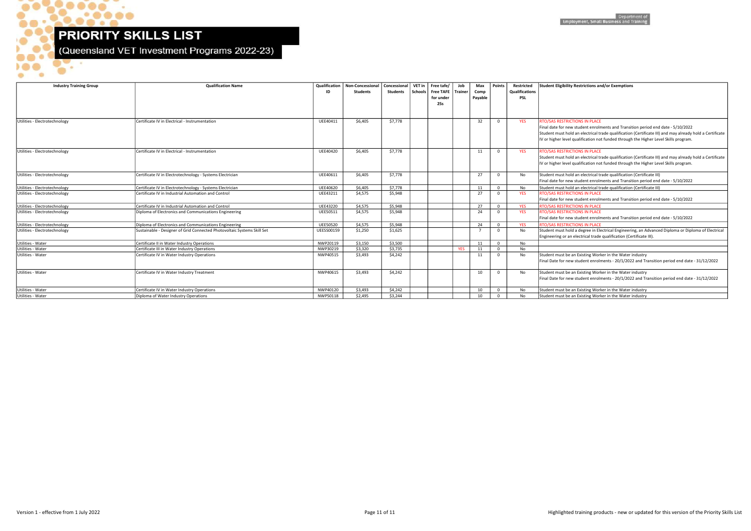# PRIORITY SKILLS LIST

## (Queensland VET Investment Programs 2022-23)

Department of Employment, Small Business and Training

| Industry Training Group | Qualification Name | Qualification ID | Non-Concessional Students | Concessional Students | VET in Schools | Free tafe/ Free TAFE for under 25s | Job Trainer | Max Comp Payable | Points | Restricted Qualifications PSL | Student Eligibility Restrictions and/or Exemptions |
|---|---|---|---|---|---|---|---|---|---|---|---|
| Utilities - Electrotechnology | Certificate IV in Electrical - Instrumentation | UEE40411 | $6,405 | $7,778 | | | | 32 | 0 | YES | RTO/SAS RESTRICTIONS IN PLACE<br>Final date for new student enrolments and Transition period end date - 5/10/2022<br>Student must hold an electrical trade qualification (Certificate III) and may already hold a Certificate IV or higher level qualification not funded through the Higher Level Skills program. |
| Utilities - Electrotechnology | Certificate IV in Electrical - Instrumentation | UEE40420 | $6,405 | $7,778 | | | | 11 | 0 | YES | RTO/SAS RESTRICTIONS IN PLACE<br>Student must hold an electrical trade qualification (Certificate III) and may already hold a Certificate IV or higher level qualification not funded through the Higher Level Skills program. |
| Utilities - Electrotechnology | Certificate IV in Electrotechnology - Systems Electrician | UEE40611 | $6,405 | $7,778 | | | | 27 | 0 | No | Student must hold an electrical trade qualification (Certificate III)<br>Final date for new student enrolments and Transition period end date - 5/10/2022 |
| Utilities - Electrotechnology | Certificate IV in Electrotechnology - Systems Electrician | UEE40620 | $6,405 | $7,778 | | | | 11 | 0 | No | Student must hold an electrical trade qualification (Certificate III) |
| Utilities - Electrotechnology | Certificate IV in Industrial Automation and Control | UEE43211 | $4,575 | $5,948 | | | | 27 | 0 | YES | RTO/SAS RESTRICTIONS IN PLACE<br>Final date for new student enrolments and Transition period end date - 5/10/2022 |
| Utilities - Electrotechnology | Certificate IV in Industrial Automation and Control | UEE43220 | $4,575 | $5,948 | | | | 27 | 0 | YES | RTO/SAS RESTRICTIONS IN PLACE |
| Utilities - Electrotechnology | Diploma of Electronics and Communications Engineering | UEE50511 | $4,575 | $5,948 | | | | 24 | 0 | YES | RTO/SAS RESTRICTIONS IN PLACE<br>Final date for new student enrolments and Transition period end date - 5/10/2022 |
| Utilities - Electrotechnology | Diploma of Electronics and Communications Engineering | UEE50520 | $4,575 | $5,948 | | | | 24 | 0 | YES | RTO/SAS RESTRICTIONS IN PLACE |
| Utilities - Electrotechnology | Sustainable - Designer of Grid Connected Photovoltaic Systems Skill Set | UEESS00159 | $1,250 | $1,625 | | | | 7 | 0 | No | Student must hold a degree in Electrical Engineering, an Advanced Diploma or Diploma of Electrical Engineering or an electrical trade qualification (Certificate III). |
| Utilities - Water | Certificate II in Water Industry Operations | NWP20119 | $3,150 | $3,500 | | | | 11 | 0 | No | |
| Utilities - Water | Certificate III in Water Industry Operations | NWP30219 | $3,320 | $3,735 | | | YES | 11 | 0 | No | |
| Utilities - Water | Certificate IV in Water Industry Operations | NWP40515 | $3,493 | $4,242 | | | | 11 | 0 | No | Student must be an Existing Worker in the Water industry<br>Final Date for new student enrolments - 20/1/2022 and Transition period end date - 31/12/2022 |
| Utilities - Water | Certificate IV in Water Industry Treatment | NWP40615 | $3,493 | $4,242 | | | | 10 | 0 | No | Student must be an Existing Worker in the Water industry<br>Final Date for new student enrolments - 20/1/2022 and Transition period end date - 31/12/2022 |
| Utilities - Water | Certificate IV in Water Industry Operations | NWP40120 | $3,493 | $4,242 | | | | 10 | 0 | No | Student must be an Existing Worker in the Water industry |
| Utilities - Water | Diploma of Water Industry Operations | NWP50118 | $2,495 | $3,244 | | | | 10 | 0 | No | Student must be an Existing Worker in the Water industry |

Version 1 - effective from 1 July 2022

Highlighted training products - new or updated for this version of the Priority Skills List